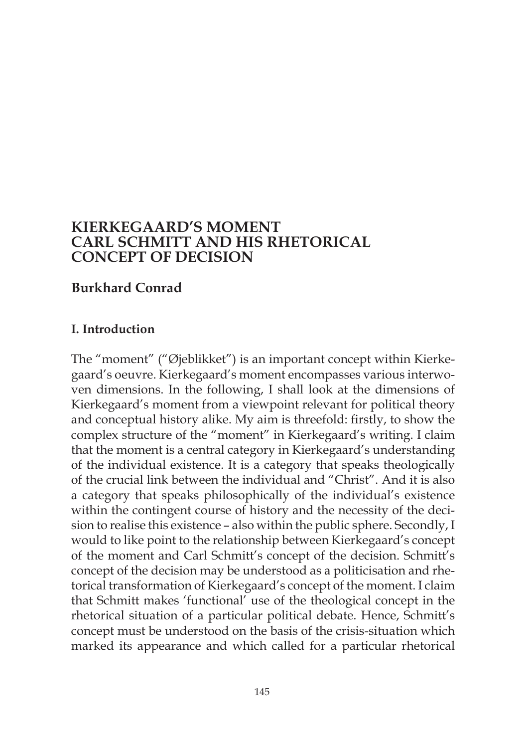# KIERKEGAARD'S MOMENT CARL SCHMITT AND HIS RHETORICAL CONCEPT OF DECISION

**Burkhard Conrad**

## I. Introduction

The "moment" ("Øjeblikket") is an important concept within Kierkegaard's oeuvre. Kierkegaard's moment encompasses various interwoven dimensions. In the following, I shall look at the dimensions of Kierkegaard's moment from a viewpoint relevant for political theory and conceptual history alike. My aim is threefold: firstly, to show the complex structure of the "moment" in Kierkegaard's writing. I claim that the moment is a central category in Kierkegaard's understanding of the individual existence. It is a category that speaks theologically of the crucial link between the individual and "Christ". And it is also a category that speaks philosophically of the individual's existence within the contingent course of history and the necessity of the decision to realise this existence – also within the public sphere. Secondly, I would to like point to the relationship between Kierkegaard's concept of the moment and Carl Schmitt's concept of the decision. Schmitt's concept of the decision may be understood as a politicisation and rhetorical transformation of Kierkegaard's concept of the moment. I claim that Schmitt makes 'functional' use of the theological concept in the rhetorical situation of a particular political debate. Hence, Schmitt's concept must be understood on the basis of the crisis-situation which marked its appearance and which called for a particular rhetorical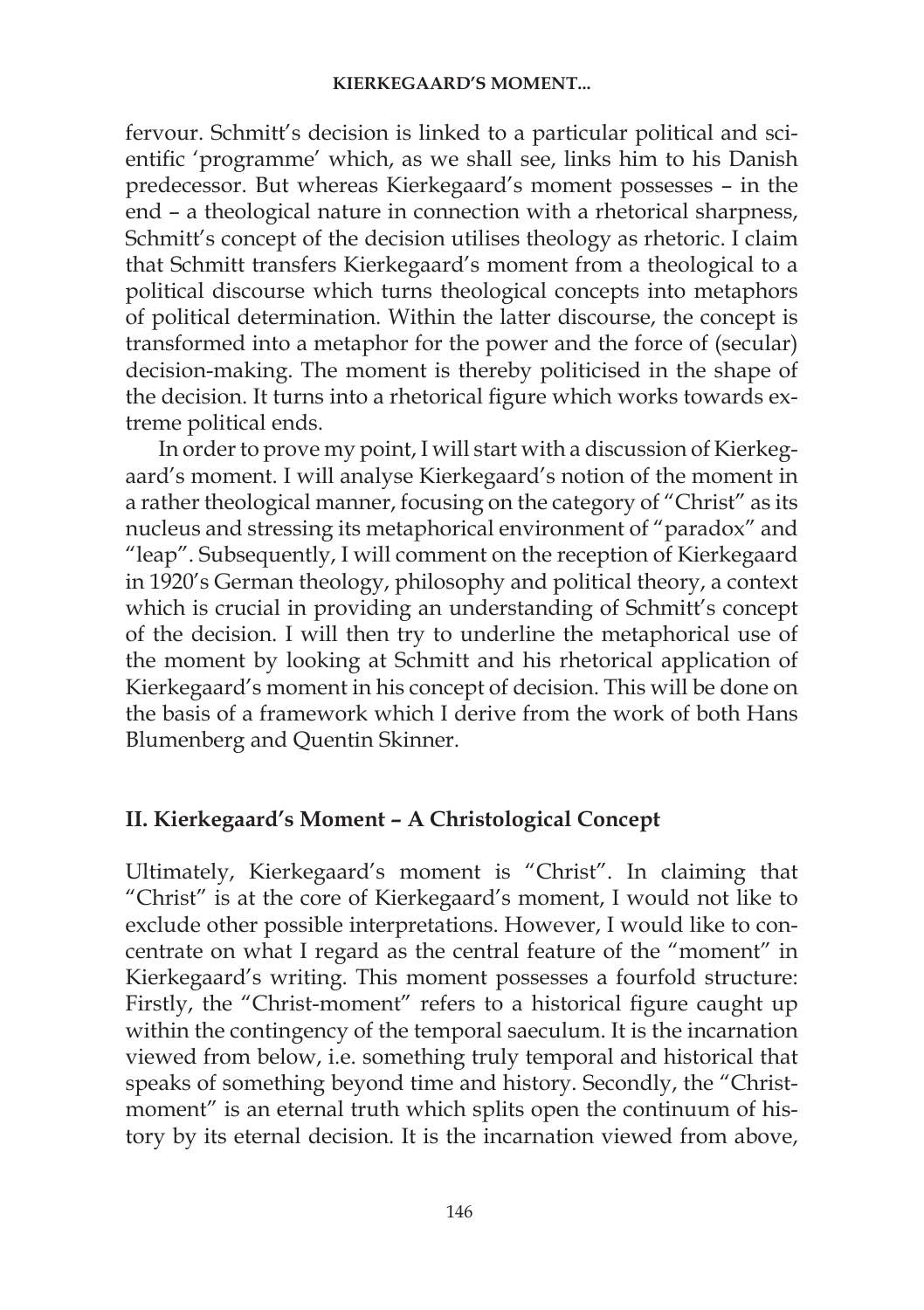fervour. Schmitt's decision is linked to a particular political and scientific 'programme' which, as we shall see, links him to his Danish predecessor. But whereas Kierkegaard's moment possesses – in the end – a theological nature in connection with a rhetorical sharpness, Schmitt's concept of the decision utilises theology as rhetoric. I claim that Schmitt transfers Kierkegaard's moment from a theological to a political discourse which turns theological concepts into metaphors of political determination. Within the latter discourse, the concept is transformed into a metaphor for the power and the force of (secular) decision-making. The moment is thereby politicised in the shape of the decision. It turns into a rhetorical figure which works towards extreme political ends.

In order to prove my point, I will start with a discussion of Kierkegaard's moment. I will analyse Kierkegaard's notion of the moment in a rather theological manner, focusing on the category of "Christ" as its nucleus and stressing its metaphorical environment of "paradox" and "leap". Subsequently, I will comment on the reception of Kierkegaard in 1920's German theology, philosophy and political theory, a context which is crucial in providing an understanding of Schmitt's concept of the decision. I will then try to underline the metaphorical use of the moment by looking at Schmitt and his rhetorical application of Kierkegaard's moment in his concept of decision. This will be done on the basis of a framework which I derive from the work of both Hans Blumenberg and Quentin Skinner.

## II. Kierkegaard's Moment – A Christological Concept

Ultimately, Kierkegaard's moment is "Christ". In claiming that "Christ" is at the core of Kierkegaard's moment, I would not like to exclude other possible interpretations. However, I would like to concentrate on what I regard as the central feature of the "moment" in Kierkegaard's writing. This moment possesses a fourfold structure: Firstly, the "Christ-moment" refers to a historical figure caught up within the contingency of the temporal saeculum. It is the incarnation viewed from below, i.e. something truly temporal and historical that speaks of something beyond time and history. Secondly, the "Christ-moment" is an eternal truth which splits open the continuum of history by its eternal decision. It is the incarnation viewed from above,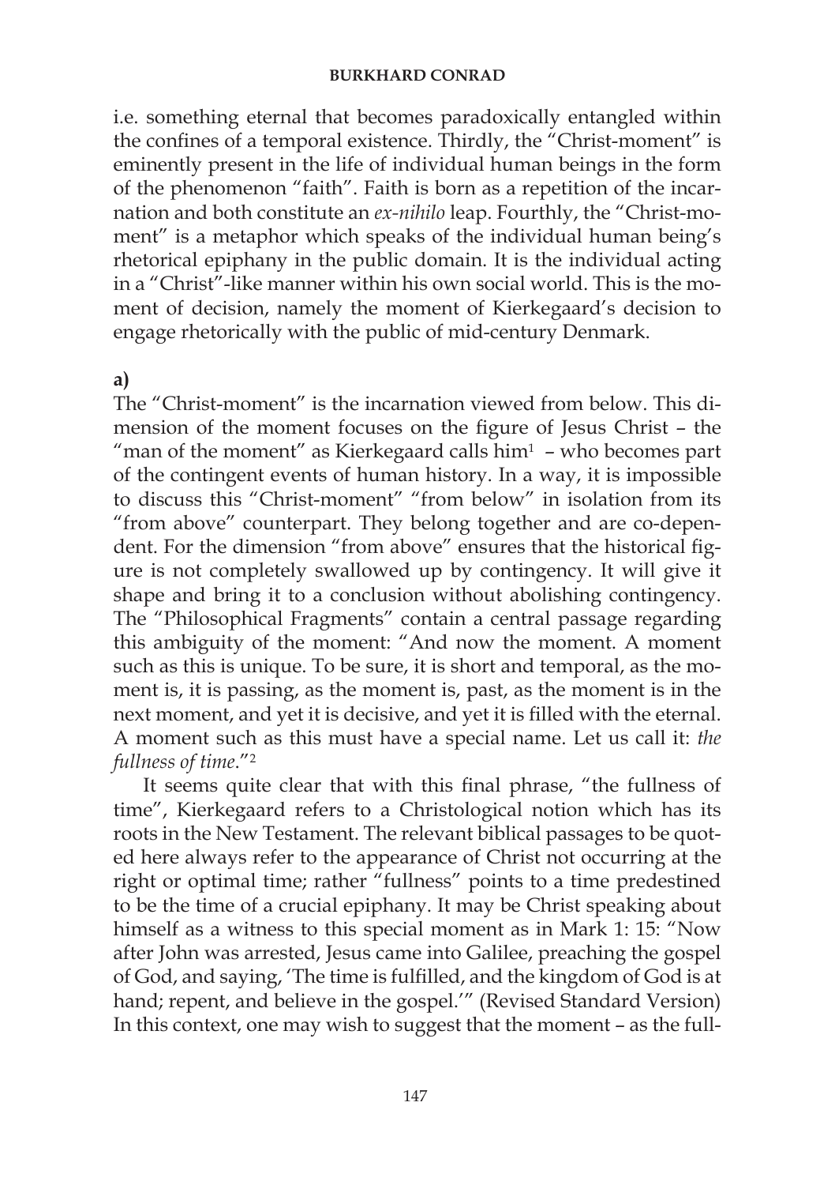i.e. something eternal that becomes paradoxically entangled within the confines of a temporal existence. Thirdly, the "Christ-moment" is eminently present in the life of individual human beings in the form of the phenomenon "faith". Faith is born as a repetition of the incarnation and both constitute an *ex-nihilo* leap. Fourthly, the "Christ-moment" is a metaphor which speaks of the individual human being's rhetorical epiphany in the public domain. It is the individual acting in a "Christ"-like manner within his own social world. This is the moment of decision, namely the moment of Kierkegaard's decision to engage rhetorically with the public of mid-century Denmark.

**a)**

The "Christ-moment" is the incarnation viewed from below. This dimension of the moment focuses on the figure of Jesus Christ – the "man of the moment" as Kierkegaard calls him[1] – who becomes part of the contingent events of human history. In a way, it is impossible to discuss this "Christ-moment" "from below" in isolation from its "from above" counterpart. They belong together and are co-dependent. For the dimension "from above" ensures that the historical figure is not completely swallowed up by contingency. It will give it shape and bring it to a conclusion without abolishing contingency. The "Philosophical Fragments" contain a central passage regarding this ambiguity of the moment: "And now the moment. A moment such as this is unique. To be sure, it is short and temporal, as the moment is, it is passing, as the moment is, past, as the moment is in the next moment, and yet it is decisive, and yet it is filled with the eternal. A moment such as this must have a special name. Let us call it: *the fullness of time*."[2]

It seems quite clear that with this final phrase, "the fullness of time", Kierkegaard refers to a Christological notion which has its roots in the New Testament. The relevant biblical passages to be quoted here always refer to the appearance of Christ not occurring at the right or optimal time; rather "fullness" points to a time predestined to be the time of a crucial epiphany. It may be Christ speaking about himself as a witness to this special moment as in Mark 1: 15: "Now after John was arrested, Jesus came into Galilee, preaching the gospel of God, and saying, 'The time is fulfilled, and the kingdom of God is at hand; repent, and believe in the gospel.'" (Revised Standard Version) In this context, one may wish to suggest that the moment – as the full-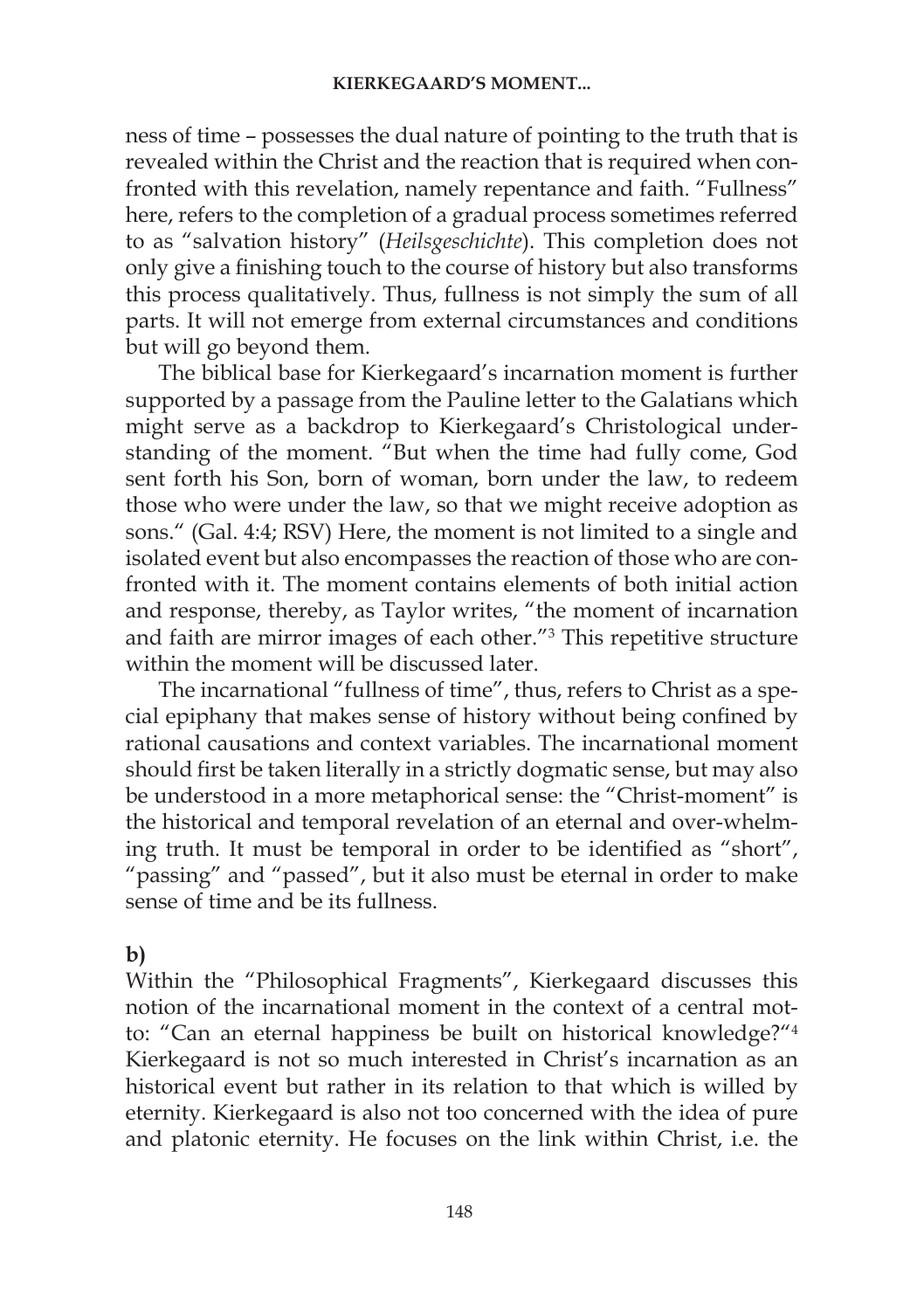ness of time – possesses the dual nature of pointing to the truth that is revealed within the Christ and the reaction that is required when confronted with this revelation, namely repentance and faith. "Fullness" here, refers to the completion of a gradual process sometimes referred to as "salvation history" (*Heilsgeschichte*). This completion does not only give a finishing touch to the course of history but also transforms this process qualitatively. Thus, fullness is not simply the sum of all parts. It will not emerge from external circumstances and conditions but will go beyond them.

The biblical base for Kierkegaard's incarnation moment is further supported by a passage from the Pauline letter to the Galatians which might serve as a backdrop to Kierkegaard's Christological understanding of the moment. "But when the time had fully come, God sent forth his Son, born of woman, born under the law, to redeem those who were under the law, so that we might receive adoption as sons." (Gal. 4:4; RSV) Here, the moment is not limited to a single and isolated event but also encompasses the reaction of those who are confronted with it. The moment contains elements of both initial action and response, thereby, as Taylor writes, "the moment of incarnation and faith are mirror images of each other."[3] This repetitive structure within the moment will be discussed later.

The incarnational "fullness of time", thus, refers to Christ as a special epiphany that makes sense of history without being confined by rational causations and context variables. The incarnational moment should first be taken literally in a strictly dogmatic sense, but may also be understood in a more metaphorical sense: the "Christ-moment" is the historical and temporal revelation of an eternal and over-whelming truth. It must be temporal in order to be identified as "short", "passing" and "passed", but it also must be eternal in order to make sense of time and be its fullness.

**b)**

Within the "Philosophical Fragments", Kierkegaard discusses this notion of the incarnational moment in the context of a central motto: "Can an eternal happiness be built on historical knowledge?"[4] Kierkegaard is not so much interested in Christ's incarnation as an historical event but rather in its relation to that which is willed by eternity. Kierkegaard is also not too concerned with the idea of pure and platonic eternity. He focuses on the link within Christ, i.e. the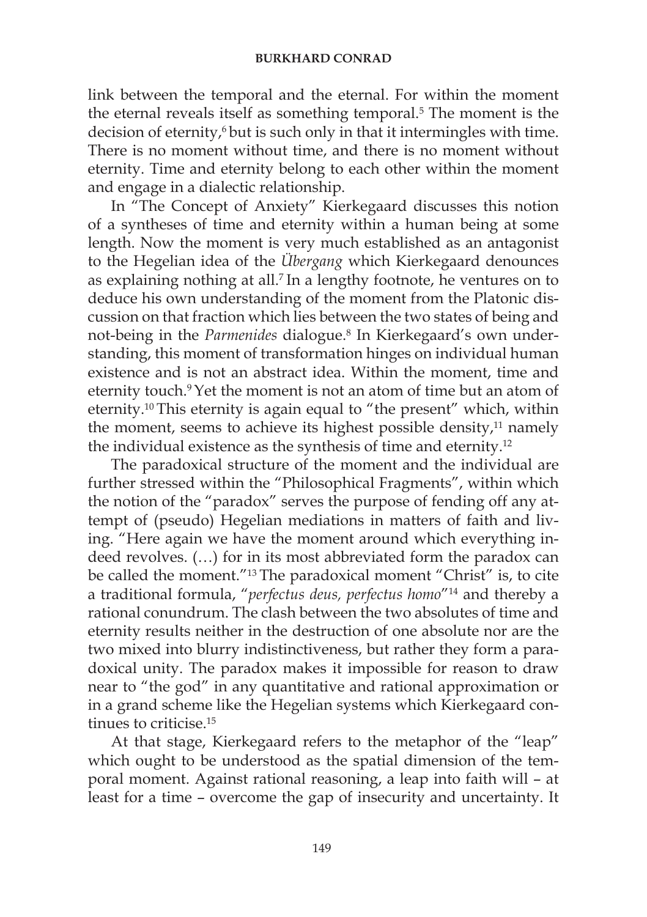link between the temporal and the eternal. For within the moment the eternal reveals itself as something temporal.[5] The moment is the decision of eternity,[6] but is such only in that it intermingles with time. There is no moment without time, and there is no moment without eternity. Time and eternity belong to each other within the moment and engage in a dialectic relationship.

In "The Concept of Anxiety" Kierkegaard discusses this notion of a syntheses of time and eternity within a human being at some length. Now the moment is very much established as an antagonist to the Hegelian idea of the *Übergang* which Kierkegaard denounces as explaining nothing at all.[7] In a lengthy footnote, he ventures on to deduce his own understanding of the moment from the Platonic discussion on that fraction which lies between the two states of being and not-being in the *Parmenides* dialogue.[8] In Kierkegaard's own understanding, this moment of transformation hinges on individual human existence and is not an abstract idea. Within the moment, time and eternity touch.[9] Yet the moment is not an atom of time but an atom of eternity.[10] This eternity is again equal to "the present" which, within the moment, seems to achieve its highest possible density,[11] namely the individual existence as the synthesis of time and eternity.[12]

The paradoxical structure of the moment and the individual are further stressed within the "Philosophical Fragments", within which the notion of the "paradox" serves the purpose of fending off any attempt of (pseudo) Hegelian mediations in matters of faith and living. "Here again we have the moment around which everything indeed revolves. (…) for in its most abbreviated form the paradox can be called the moment."[13] The paradoxical moment "Christ" is, to cite a traditional formula, "*perfectus deus, perfectus homo*"[14] and thereby a rational conundrum. The clash between the two absolutes of time and eternity results neither in the destruction of one absolute nor are the two mixed into blurry indistinctiveness, but rather they form a paradoxical unity. The paradox makes it impossible for reason to draw near to "the god" in any quantitative and rational approximation or in a grand scheme like the Hegelian systems which Kierkegaard continues to criticise.[15]

At that stage, Kierkegaard refers to the metaphor of the "leap" which ought to be understood as the spatial dimension of the temporal moment. Against rational reasoning, a leap into faith will – at least for a time – overcome the gap of insecurity and uncertainty. It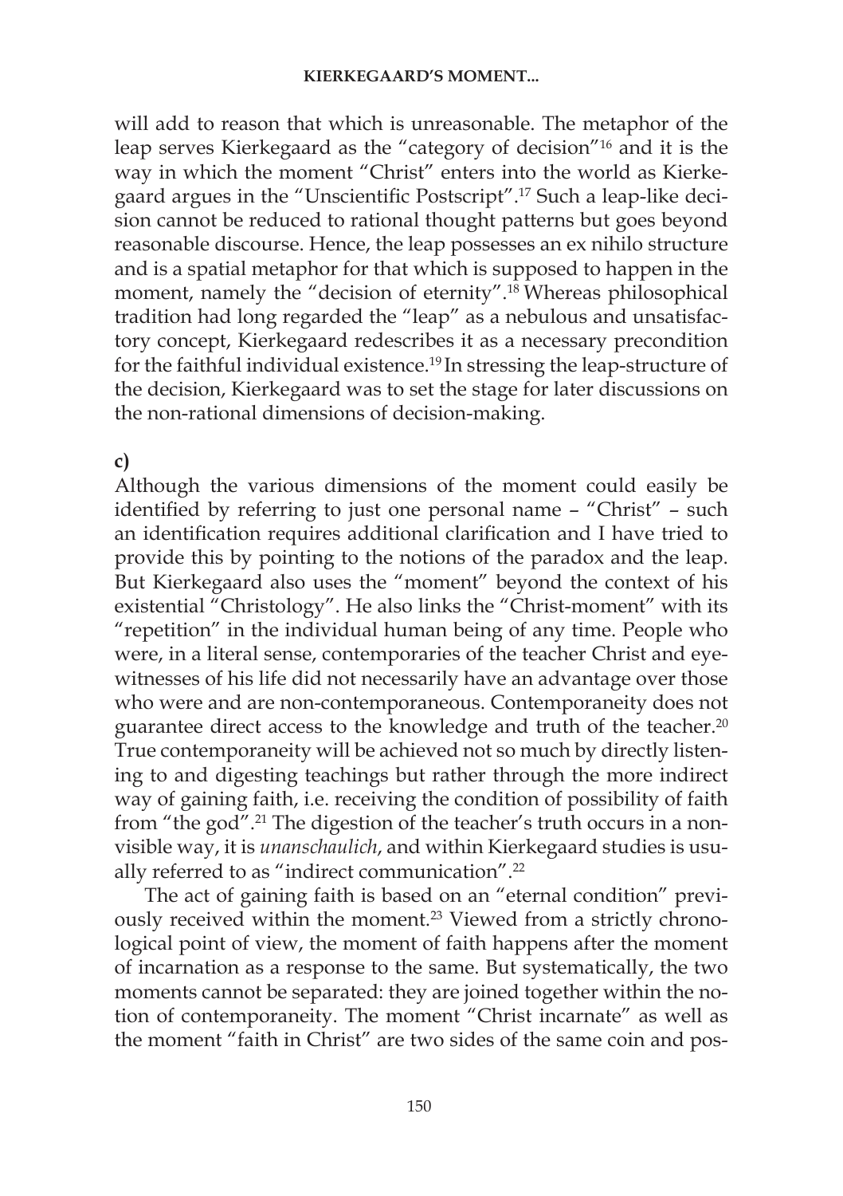will add to reason that which is unreasonable. The metaphor of the leap serves Kierkegaard as the "category of decision"[16] and it is the way in which the moment "Christ" enters into the world as Kierkegaard argues in the "Unscientific Postscript".[17] Such a leap-like decision cannot be reduced to rational thought patterns but goes beyond reasonable discourse. Hence, the leap possesses an ex nihilo structure and is a spatial metaphor for that which is supposed to happen in the moment, namely the "decision of eternity".[18] Whereas philosophical tradition had long regarded the "leap" as a nebulous and unsatisfactory concept, Kierkegaard redescribes it as a necessary precondition for the faithful individual existence.[19] In stressing the leap-structure of the decision, Kierkegaard was to set the stage for later discussions on the non-rational dimensions of decision-making.

**c)**

Although the various dimensions of the moment could easily be identified by referring to just one personal name – "Christ" – such an identification requires additional clarification and I have tried to provide this by pointing to the notions of the paradox and the leap. But Kierkegaard also uses the "moment" beyond the context of his existential "Christology". He also links the "Christ-moment" with its "repetition" in the individual human being of any time. People who were, in a literal sense, contemporaries of the teacher Christ and eyewitnesses of his life did not necessarily have an advantage over those who were and are non-contemporaneous. Contemporaneity does not guarantee direct access to the knowledge and truth of the teacher.[20] True contemporaneity will be achieved not so much by directly listening to and digesting teachings but rather through the more indirect way of gaining faith, i.e. receiving the condition of possibility of faith from "the god".[21] The digestion of the teacher's truth occurs in a non-visible way, it is *unanschaulich*, and within Kierkegaard studies is usually referred to as "indirect communication".[22]

The act of gaining faith is based on an "eternal condition" previously received within the moment.[23] Viewed from a strictly chronological point of view, the moment of faith happens after the moment of incarnation as a response to the same. But systematically, the two moments cannot be separated: they are joined together within the notion of contemporaneity. The moment "Christ incarnate" as well as the moment "faith in Christ" are two sides of the same coin and pos-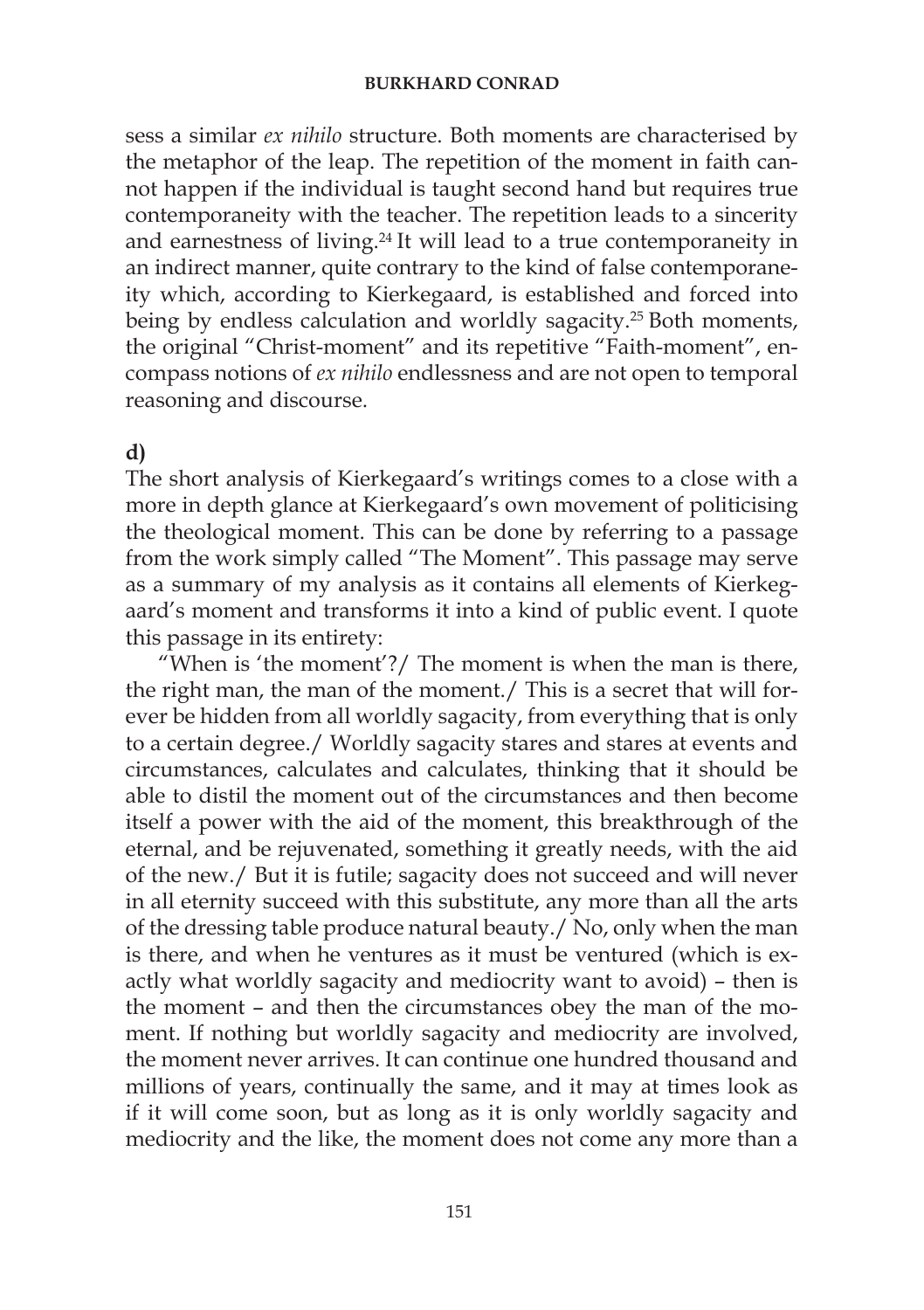sess a similar *ex nihilo* structure. Both moments are characterised by the metaphor of the leap. The repetition of the moment in faith cannot happen if the individual is taught second hand but requires true contemporaneity with the teacher. The repetition leads to a sincerity and earnestness of living.[24] It will lead to a true contemporaneity in an indirect manner, quite contrary to the kind of false contemporaneity which, according to Kierkegaard, is established and forced into being by endless calculation and worldly sagacity.[25] Both moments, the original "Christ-moment" and its repetitive "Faith-moment", encompass notions of *ex nihilo* endlessness and are not open to temporal reasoning and discourse.

**d)**

The short analysis of Kierkegaard's writings comes to a close with a more in depth glance at Kierkegaard's own movement of politicising the theological moment. This can be done by referring to a passage from the work simply called "The Moment". This passage may serve as a summary of my analysis as it contains all elements of Kierkegaard's moment and transforms it into a kind of public event. I quote this passage in its entirety:

"When is 'the moment'?/ The moment is when the man is there, the right man, the man of the moment./ This is a secret that will forever be hidden from all worldly sagacity, from everything that is only to a certain degree./ Worldly sagacity stares and stares at events and circumstances, calculates and calculates, thinking that it should be able to distil the moment out of the circumstances and then become itself a power with the aid of the moment, this breakthrough of the eternal, and be rejuvenated, something it greatly needs, with the aid of the new./ But it is futile; sagacity does not succeed and will never in all eternity succeed with this substitute, any more than all the arts of the dressing table produce natural beauty./ No, only when the man is there, and when he ventures as it must be ventured (which is exactly what worldly sagacity and mediocrity want to avoid) – then is the moment – and then the circumstances obey the man of the moment. If nothing but worldly sagacity and mediocrity are involved, the moment never arrives. It can continue one hundred thousand and millions of years, continually the same, and it may at times look as if it will come soon, but as long as it is only worldly sagacity and mediocrity and the like, the moment does not come any more than a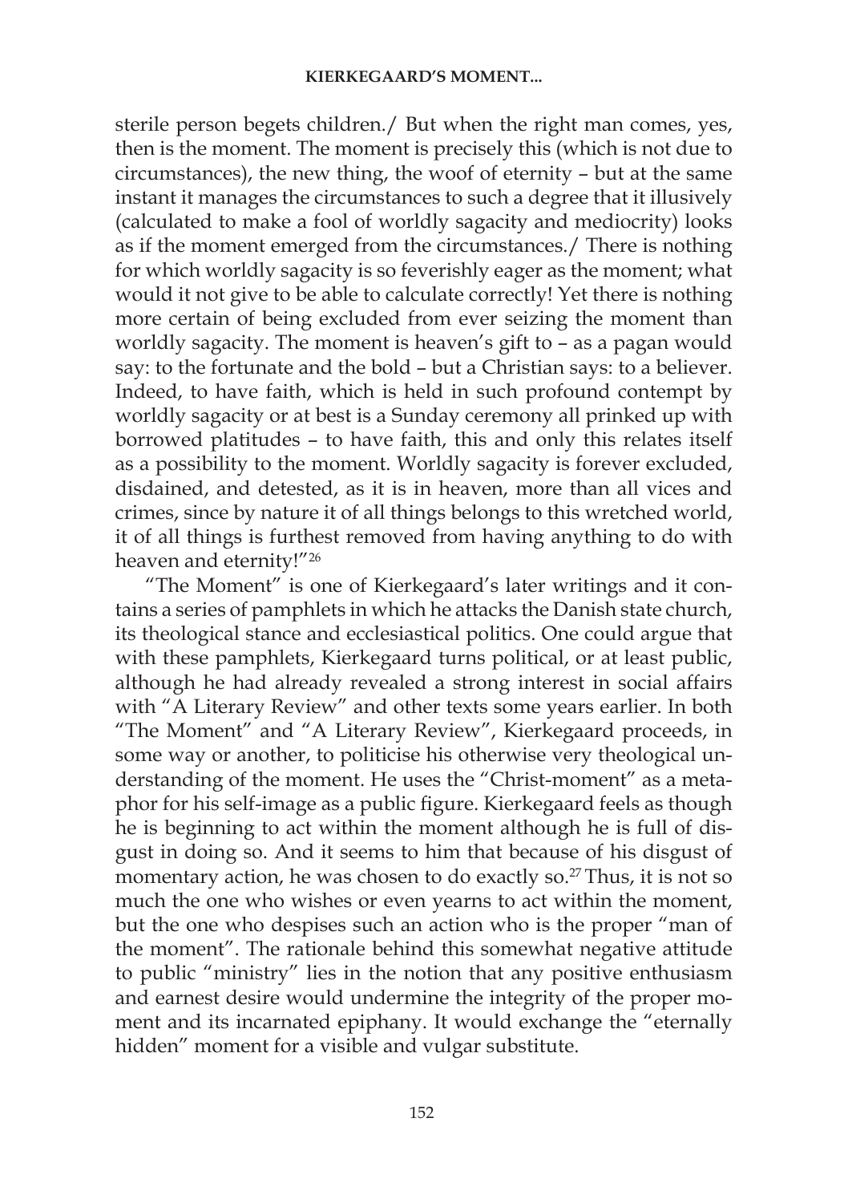sterile person begets children./ But when the right man comes, yes, then is the moment. The moment is precisely this (which is not due to circumstances), the new thing, the woof of eternity – but at the same instant it manages the circumstances to such a degree that it illusively (calculated to make a fool of worldly sagacity and mediocrity) looks as if the moment emerged from the circumstances./ There is nothing for which worldly sagacity is so feverishly eager as the moment; what would it not give to be able to calculate correctly! Yet there is nothing more certain of being excluded from ever seizing the moment than worldly sagacity. The moment is heaven's gift to – as a pagan would say: to the fortunate and the bold – but a Christian says: to a believer. Indeed, to have faith, which is held in such profound contempt by worldly sagacity or at best is a Sunday ceremony all prinked up with borrowed platitudes – to have faith, this and only this relates itself as a possibility to the moment. Worldly sagacity is forever excluded, disdained, and detested, as it is in heaven, more than all vices and crimes, since by nature it of all things belongs to this wretched world, it of all things is furthest removed from having anything to do with heaven and eternity!"[26]

"The Moment" is one of Kierkegaard's later writings and it contains a series of pamphlets in which he attacks the Danish state church, its theological stance and ecclesiastical politics. One could argue that with these pamphlets, Kierkegaard turns political, or at least public, although he had already revealed a strong interest in social affairs with "A Literary Review" and other texts some years earlier. In both "The Moment" and "A Literary Review", Kierkegaard proceeds, in some way or another, to politicise his otherwise very theological understanding of the moment. He uses the "Christ-moment" as a metaphor for his self-image as a public figure. Kierkegaard feels as though he is beginning to act within the moment although he is full of disgust in doing so. And it seems to him that because of his disgust of momentary action, he was chosen to do exactly so.[27] Thus, it is not so much the one who wishes or even yearns to act within the moment, but the one who despises such an action who is the proper "man of the moment". The rationale behind this somewhat negative attitude to public "ministry" lies in the notion that any positive enthusiasm and earnest desire would undermine the integrity of the proper moment and its incarnated epiphany. It would exchange the "eternally hidden" moment for a visible and vulgar substitute.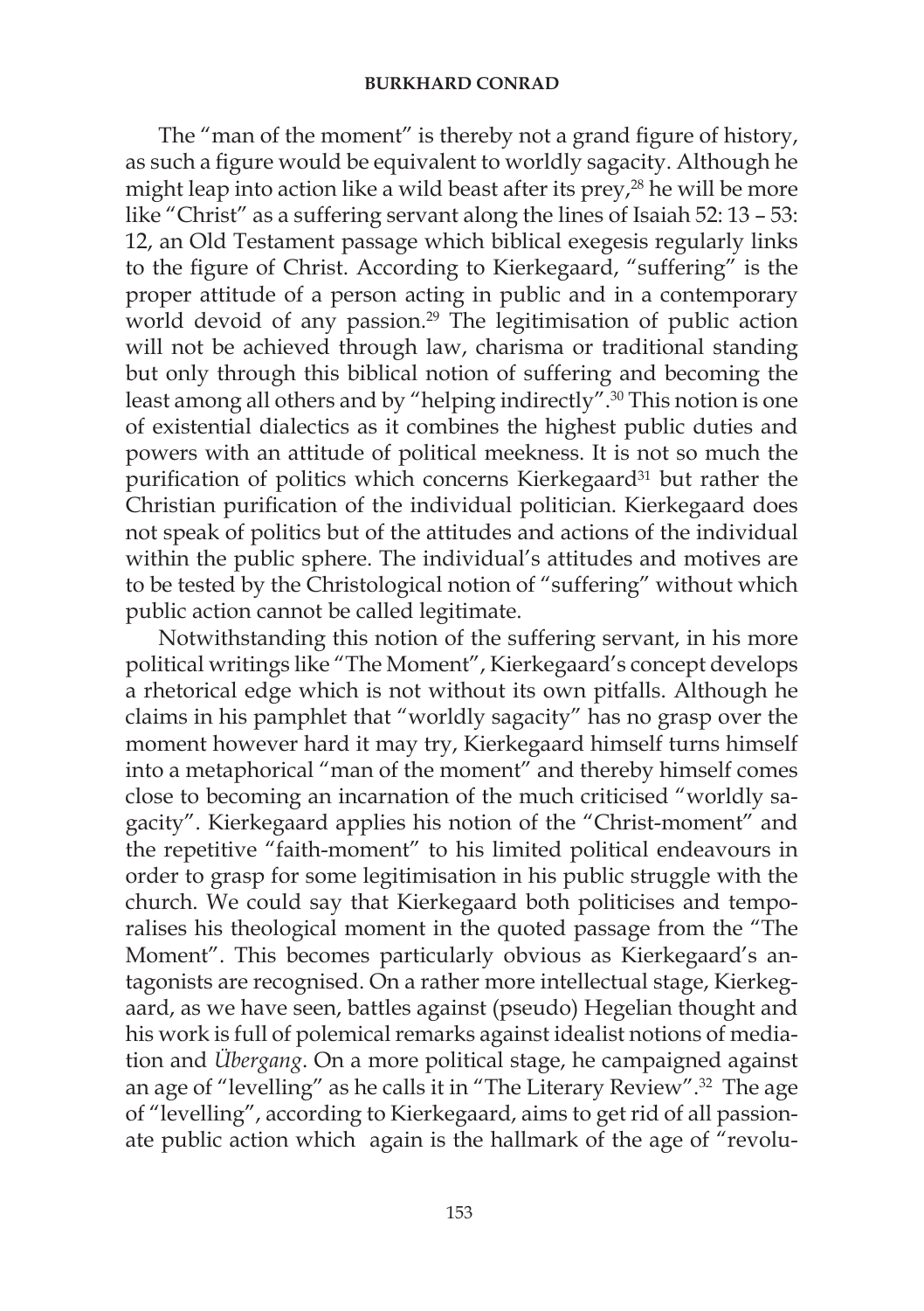The "man of the moment" is thereby not a grand figure of history, as such a figure would be equivalent to worldly sagacity. Although he might leap into action like a wild beast after its prey,[28] he will be more like "Christ" as a suffering servant along the lines of Isaiah 52: 13 – 53: 12, an Old Testament passage which biblical exegesis regularly links to the figure of Christ. According to Kierkegaard, "suffering" is the proper attitude of a person acting in public and in a contemporary world devoid of any passion.[29] The legitimisation of public action will not be achieved through law, charisma or traditional standing but only through this biblical notion of suffering and becoming the least among all others and by "helping indirectly".[30] This notion is one of existential dialectics as it combines the highest public duties and powers with an attitude of political meekness. It is not so much the purification of politics which concerns Kierkegaard[31] but rather the Christian purification of the individual politician. Kierkegaard does not speak of politics but of the attitudes and actions of the individual within the public sphere. The individual's attitudes and motives are to be tested by the Christological notion of "suffering" without which public action cannot be called legitimate.

Notwithstanding this notion of the suffering servant, in his more political writings like "The Moment", Kierkegaard's concept develops a rhetorical edge which is not without its own pitfalls. Although he claims in his pamphlet that "worldly sagacity" has no grasp over the moment however hard it may try, Kierkegaard himself turns himself into a metaphorical "man of the moment" and thereby himself comes close to becoming an incarnation of the much criticised "worldly sagacity". Kierkegaard applies his notion of the "Christ-moment" and the repetitive "faith-moment" to his limited political endeavours in order to grasp for some legitimisation in his public struggle with the church. We could say that Kierkegaard both politicises and temporalises his theological moment in the quoted passage from the "The Moment". This becomes particularly obvious as Kierkegaard's antagonists are recognised. On a rather more intellectual stage, Kierkegaard, as we have seen, battles against (pseudo) Hegelian thought and his work is full of polemical remarks against idealist notions of mediation and *Übergang*. On a more political stage, he campaigned against an age of "levelling" as he calls it in "The Literary Review".[32] The age of "levelling", according to Kierkegaard, aims to get rid of all passionate public action which again is the hallmark of the age of "revolu-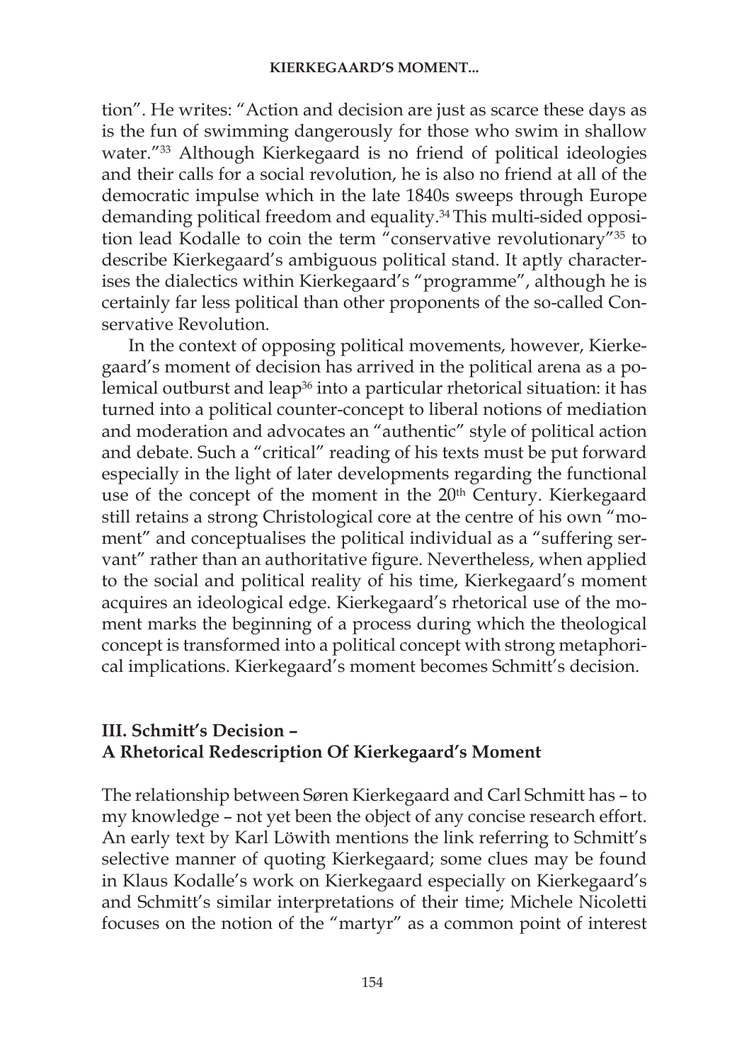tion". He writes: "Action and decision are just as scarce these days as is the fun of swimming dangerously for those who swim in shallow water."[33] Although Kierkegaard is no friend of political ideologies and their calls for a social revolution, he is also no friend at all of the democratic impulse which in the late 1840s sweeps through Europe demanding political freedom and equality.[34] This multi-sided opposition lead Kodalle to coin the term "conservative revolutionary"[35] to describe Kierkegaard's ambiguous political stand. It aptly characterises the dialectics within Kierkegaard's "programme", although he is certainly far less political than other proponents of the so-called Conservative Revolution.

In the context of opposing political movements, however, Kierkegaard's moment of decision has arrived in the political arena as a polemical outburst and leap[36] into a particular rhetorical situation: it has turned into a political counter-concept to liberal notions of mediation and moderation and advocates an "authentic" style of political action and debate. Such a "critical" reading of his texts must be put forward especially in the light of later developments regarding the functional use of the concept of the moment in the 20th Century. Kierkegaard still retains a strong Christological core at the centre of his own "moment" and conceptualises the political individual as a "suffering servant" rather than an authoritative figure. Nevertheless, when applied to the social and political reality of his time, Kierkegaard's moment acquires an ideological edge. Kierkegaard's rhetorical use of the moment marks the beginning of a process during which the theological concept is transformed into a political concept with strong metaphorical implications. Kierkegaard's moment becomes Schmitt's decision.

## III. Schmitt's Decision – A Rhetorical Redescription Of Kierkegaard's Moment

The relationship between Søren Kierkegaard and Carl Schmitt has – to my knowledge – not yet been the object of any concise research effort. An early text by Karl Löwith mentions the link referring to Schmitt's selective manner of quoting Kierkegaard; some clues may be found in Klaus Kodalle's work on Kierkegaard especially on Kierkegaard's and Schmitt's similar interpretations of their time; Michele Nicoletti focuses on the notion of the "martyr" as a common point of interest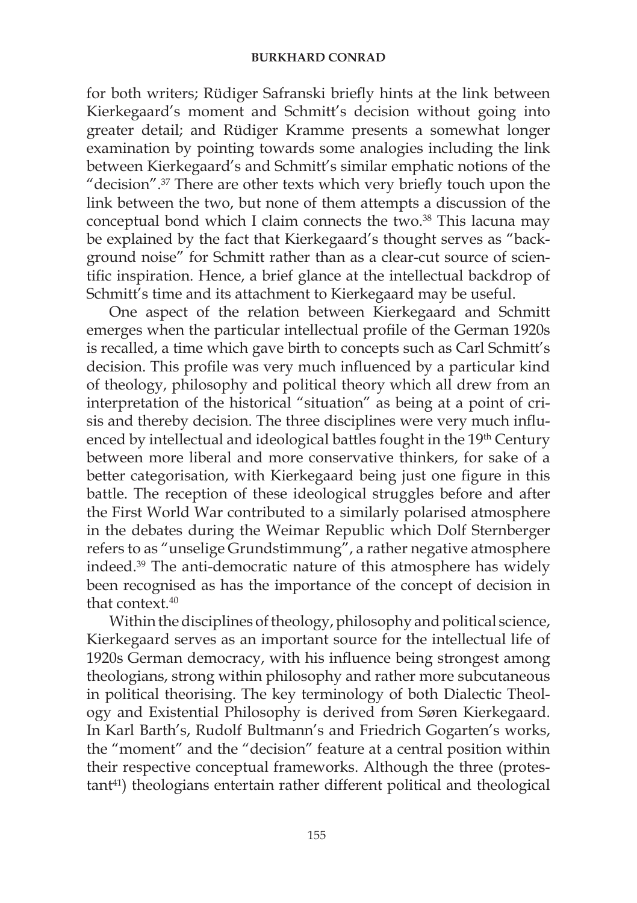for both writers; Rüdiger Safranski briefly hints at the link between Kierkegaard's moment and Schmitt's decision without going into greater detail; and Rüdiger Kramme presents a somewhat longer examination by pointing towards some analogies including the link between Kierkegaard's and Schmitt's similar emphatic notions of the "decision".[37] There are other texts which very briefly touch upon the link between the two, but none of them attempts a discussion of the conceptual bond which I claim connects the two.[38] This lacuna may be explained by the fact that Kierkegaard's thought serves as "background noise" for Schmitt rather than as a clear-cut source of scientific inspiration. Hence, a brief glance at the intellectual backdrop of Schmitt's time and its attachment to Kierkegaard may be useful.

One aspect of the relation between Kierkegaard and Schmitt emerges when the particular intellectual profile of the German 1920s is recalled, a time which gave birth to concepts such as Carl Schmitt's decision. This profile was very much influenced by a particular kind of theology, philosophy and political theory which all drew from an interpretation of the historical "situation" as being at a point of crisis and thereby decision. The three disciplines were very much influenced by intellectual and ideological battles fought in the 19th Century between more liberal and more conservative thinkers, for sake of a better categorisation, with Kierkegaard being just one figure in this battle. The reception of these ideological struggles before and after the First World War contributed to a similarly polarised atmosphere in the debates during the Weimar Republic which Dolf Sternberger refers to as "unselige Grundstimmung", a rather negative atmosphere indeed.[39] The anti-democratic nature of this atmosphere has widely been recognised as has the importance of the concept of decision in that context.[40]

Within the disciplines of theology, philosophy and political science, Kierkegaard serves as an important source for the intellectual life of 1920s German democracy, with his influence being strongest among theologians, strong within philosophy and rather more subcutaneous in political theorising. The key terminology of both Dialectic Theology and Existential Philosophy is derived from Søren Kierkegaard. In Karl Barth's, Rudolf Bultmann's and Friedrich Gogarten's works, the "moment" and the "decision" feature at a central position within their respective conceptual frameworks. Although the three (protestant[41]) theologians entertain rather different political and theological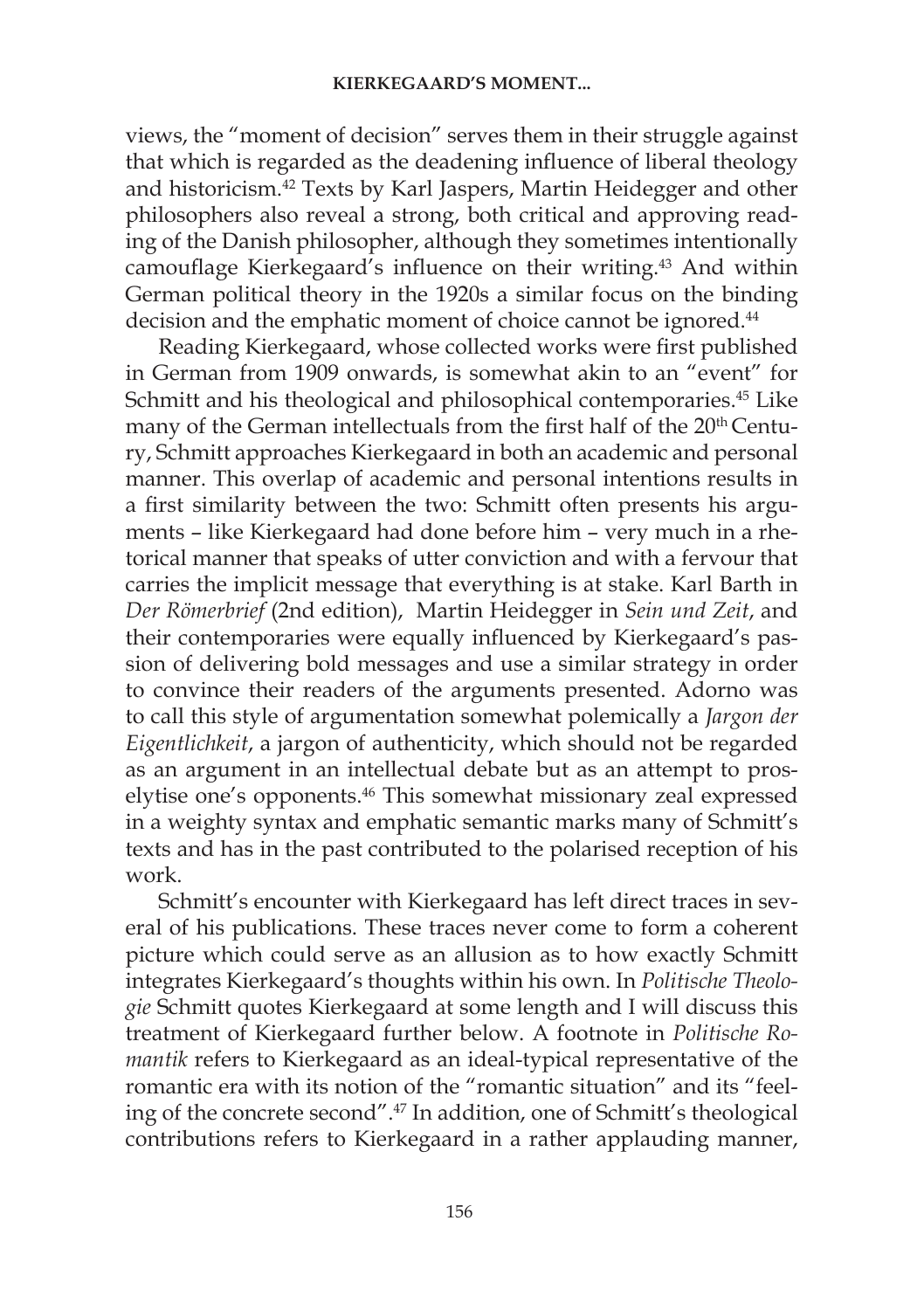views, the "moment of decision" serves them in their struggle against that which is regarded as the deadening influence of liberal theology and historicism.[42] Texts by Karl Jaspers, Martin Heidegger and other philosophers also reveal a strong, both critical and approving reading of the Danish philosopher, although they sometimes intentionally camouflage Kierkegaard's influence on their writing.[43] And within German political theory in the 1920s a similar focus on the binding decision and the emphatic moment of choice cannot be ignored.[44]

Reading Kierkegaard, whose collected works were first published in German from 1909 onwards, is somewhat akin to an "event" for Schmitt and his theological and philosophical contemporaries.[45] Like many of the German intellectuals from the first half of the 20th Century, Schmitt approaches Kierkegaard in both an academic and personal manner. This overlap of academic and personal intentions results in a first similarity between the two: Schmitt often presents his arguments – like Kierkegaard had done before him – very much in a rhetorical manner that speaks of utter conviction and with a fervour that carries the implicit message that everything is at stake. Karl Barth in *Der Römerbrief* (2nd edition), Martin Heidegger in *Sein und Zeit*, and their contemporaries were equally influenced by Kierkegaard's passion of delivering bold messages and use a similar strategy in order to convince their readers of the arguments presented. Adorno was to call this style of argumentation somewhat polemically a *Jargon der Eigentlichkeit*, a jargon of authenticity, which should not be regarded as an argument in an intellectual debate but as an attempt to proselytise one's opponents.[46] This somewhat missionary zeal expressed in a weighty syntax and emphatic semantic marks many of Schmitt's texts and has in the past contributed to the polarised reception of his work.

Schmitt's encounter with Kierkegaard has left direct traces in several of his publications. These traces never come to form a coherent picture which could serve as an allusion as to how exactly Schmitt integrates Kierkegaard's thoughts within his own. In *Politische Theologie* Schmitt quotes Kierkegaard at some length and I will discuss this treatment of Kierkegaard further below. A footnote in *Politische Romantik* refers to Kierkegaard as an ideal-typical representative of the romantic era with its notion of the "romantic situation" and its "feeling of the concrete second".[47] In addition, one of Schmitt's theological contributions refers to Kierkegaard in a rather applauding manner,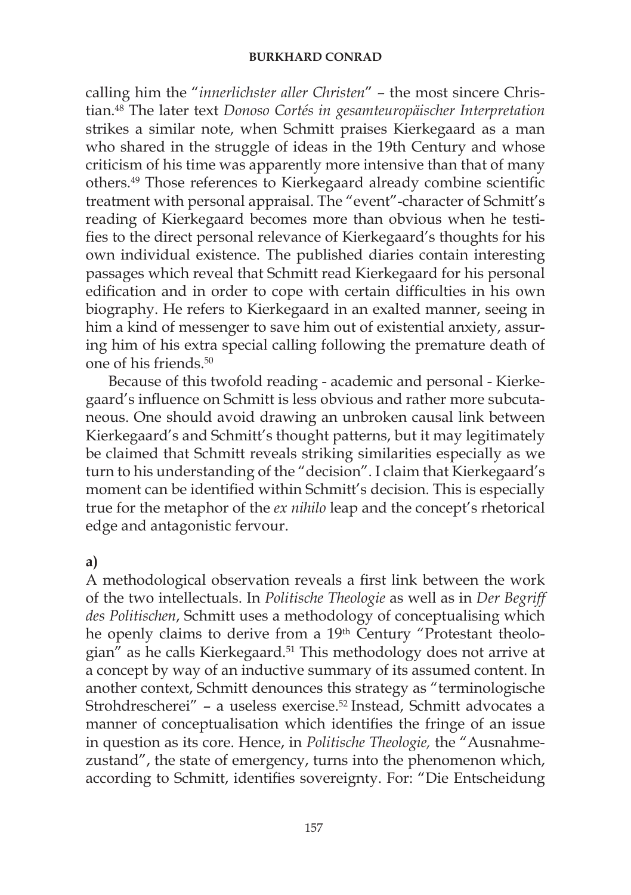calling him the "*innerlichster aller Christen*" – the most sincere Christian.[48] The later text *Donoso Cortés in gesamteuropäischer Interpretation* strikes a similar note, when Schmitt praises Kierkegaard as a man who shared in the struggle of ideas in the 19th Century and whose criticism of his time was apparently more intensive than that of many others.[49] Those references to Kierkegaard already combine scientific treatment with personal appraisal. The "event"-character of Schmitt's reading of Kierkegaard becomes more than obvious when he testifies to the direct personal relevance of Kierkegaard's thoughts for his own individual existence. The published diaries contain interesting passages which reveal that Schmitt read Kierkegaard for his personal edification and in order to cope with certain difficulties in his own biography. He refers to Kierkegaard in an exalted manner, seeing in him a kind of messenger to save him out of existential anxiety, assuring him of his extra special calling following the premature death of one of his friends.[50]

Because of this twofold reading - academic and personal - Kierkegaard's influence on Schmitt is less obvious and rather more subcutaneous. One should avoid drawing an unbroken causal link between Kierkegaard's and Schmitt's thought patterns, but it may legitimately be claimed that Schmitt reveals striking similarities especially as we turn to his understanding of the "decision". I claim that Kierkegaard's moment can be identified within Schmitt's decision. This is especially true for the metaphor of the *ex nihilo* leap and the concept's rhetorical edge and antagonistic fervour.

**a)**

A methodological observation reveals a first link between the work of the two intellectuals. In *Politische Theologie* as well as in *Der Begriff des Politischen*, Schmitt uses a methodology of conceptualising which he openly claims to derive from a 19th Century "Protestant theologian" as he calls Kierkegaard.[51] This methodology does not arrive at a concept by way of an inductive summary of its assumed content. In another context, Schmitt denounces this strategy as "terminologische Strohdrescherei" – a useless exercise.[52] Instead, Schmitt advocates a manner of conceptualisation which identifies the fringe of an issue in question as its core. Hence, in *Politische Theologie,* the "Ausnahmezustand", the state of emergency, turns into the phenomenon which, according to Schmitt, identifies sovereignty. For: "Die Entscheidung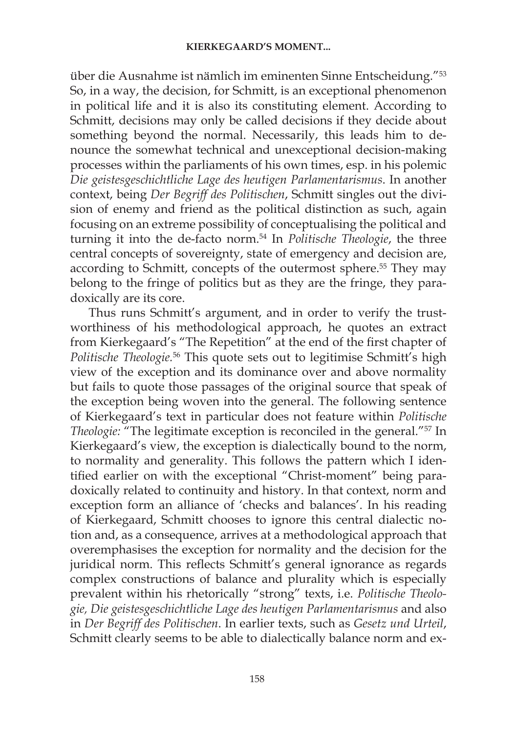über die Ausnahme ist nämlich im eminenten Sinne Entscheidung."[53] So, in a way, the decision, for Schmitt, is an exceptional phenomenon in political life and it is also its constituting element. According to Schmitt, decisions may only be called decisions if they decide about something beyond the normal. Necessarily, this leads him to denounce the somewhat technical and unexceptional decision-making processes within the parliaments of his own times, esp. in his polemic *Die geistesgeschichtliche Lage des heutigen Parlamentarismus*. In another context, being *Der Begriff des Politischen*, Schmitt singles out the division of enemy and friend as the political distinction as such, again focusing on an extreme possibility of conceptualising the political and turning it into the de-facto norm.[54] In *Politische Theologie*, the three central concepts of sovereignty, state of emergency and decision are, according to Schmitt, concepts of the outermost sphere.[55] They may belong to the fringe of politics but as they are the fringe, they paradoxically are its core.

Thus runs Schmitt's argument, and in order to verify the trustworthiness of his methodological approach, he quotes an extract from Kierkegaard's "The Repetition" at the end of the first chapter of *Politische Theologie.*[56] This quote sets out to legitimise Schmitt's high view of the exception and its dominance over and above normality but fails to quote those passages of the original source that speak of the exception being woven into the general. The following sentence of Kierkegaard's text in particular does not feature within *Politische Theologie:* "The legitimate exception is reconciled in the general."[57] In Kierkegaard's view, the exception is dialectically bound to the norm, to normality and generality. This follows the pattern which I identified earlier on with the exceptional "Christ-moment" being paradoxically related to continuity and history. In that context, norm and exception form an alliance of 'checks and balances'. In his reading of Kierkegaard, Schmitt chooses to ignore this central dialectic notion and, as a consequence, arrives at a methodological approach that overemphasises the exception for normality and the decision for the juridical norm. This reflects Schmitt's general ignorance as regards complex constructions of balance and plurality which is especially prevalent within his rhetorically "strong" texts, i.e. *Politische Theologie, Die geistesgeschichtliche Lage des heutigen Parlamentarismus* and also in *Der Begriff des Politischen*. In earlier texts, such as *Gesetz und Urteil*, Schmitt clearly seems to be able to dialectically balance norm and ex-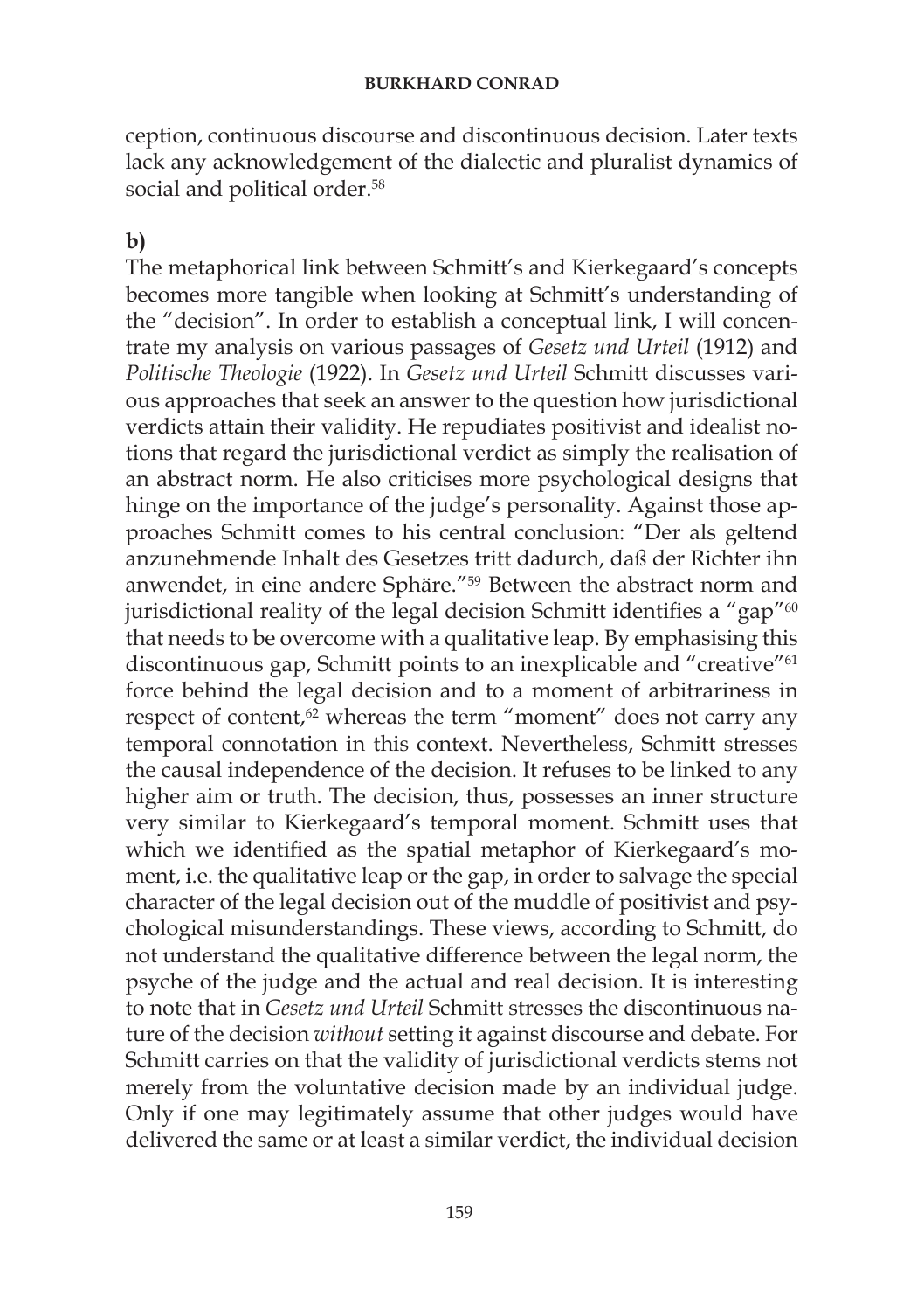ception, continuous discourse and discontinuous decision. Later texts lack any acknowledgement of the dialectic and pluralist dynamics of social and political order.[58]

**b)**

The metaphorical link between Schmitt's and Kierkegaard's concepts becomes more tangible when looking at Schmitt's understanding of the "decision". In order to establish a conceptual link, I will concentrate my analysis on various passages of *Gesetz und Urteil* (1912) and *Politische Theologie* (1922). In *Gesetz und Urteil* Schmitt discusses various approaches that seek an answer to the question how jurisdictional verdicts attain their validity. He repudiates positivist and idealist notions that regard the jurisdictional verdict as simply the realisation of an abstract norm. He also criticises more psychological designs that hinge on the importance of the judge's personality. Against those approaches Schmitt comes to his central conclusion: "Der als geltend anzunehmende Inhalt des Gesetzes tritt dadurch, daß der Richter ihn anwendet, in eine andere Sphäre."[59] Between the abstract norm and jurisdictional reality of the legal decision Schmitt identifies a "gap"[60] that needs to be overcome with a qualitative leap. By emphasising this discontinuous gap, Schmitt points to an inexplicable and "creative"[61] force behind the legal decision and to a moment of arbitrariness in respect of content,[62] whereas the term "moment" does not carry any temporal connotation in this context. Nevertheless, Schmitt stresses the causal independence of the decision. It refuses to be linked to any higher aim or truth. The decision, thus, possesses an inner structure very similar to Kierkegaard's temporal moment. Schmitt uses that which we identified as the spatial metaphor of Kierkegaard's moment, i.e. the qualitative leap or the gap, in order to salvage the special character of the legal decision out of the muddle of positivist and psychological misunderstandings. These views, according to Schmitt, do not understand the qualitative difference between the legal norm, the psyche of the judge and the actual and real decision. It is interesting to note that in *Gesetz und Urteil* Schmitt stresses the discontinuous nature of the decision *without* setting it against discourse and debate. For Schmitt carries on that the validity of jurisdictional verdicts stems not merely from the voluntative decision made by an individual judge. Only if one may legitimately assume that other judges would have delivered the same or at least a similar verdict, the individual decision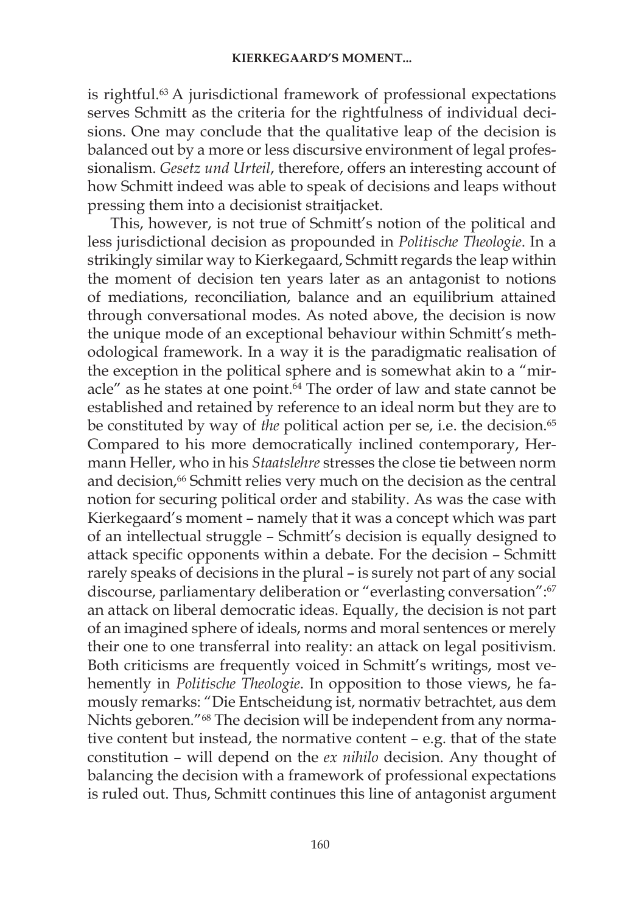is rightful.[63] A jurisdictional framework of professional expectations serves Schmitt as the criteria for the rightfulness of individual decisions. One may conclude that the qualitative leap of the decision is balanced out by a more or less discursive environment of legal professionalism. *Gesetz und Urteil*, therefore, offers an interesting account of how Schmitt indeed was able to speak of decisions and leaps without pressing them into a decisionist straitjacket.

This, however, is not true of Schmitt's notion of the political and less jurisdictional decision as propounded in *Politische Theologie*. In a strikingly similar way to Kierkegaard, Schmitt regards the leap within the moment of decision ten years later as an antagonist to notions of mediations, reconciliation, balance and an equilibrium attained through conversational modes. As noted above, the decision is now the unique mode of an exceptional behaviour within Schmitt's methodological framework. In a way it is the paradigmatic realisation of the exception in the political sphere and is somewhat akin to a "miracle" as he states at one point.[64] The order of law and state cannot be established and retained by reference to an ideal norm but they are to be constituted by way of *the* political action per se, i.e. the decision.[65] Compared to his more democratically inclined contemporary, Hermann Heller, who in his *Staatslehre* stresses the close tie between norm and decision,[66] Schmitt relies very much on the decision as the central notion for securing political order and stability. As was the case with Kierkegaard's moment – namely that it was a concept which was part of an intellectual struggle – Schmitt's decision is equally designed to attack specific opponents within a debate. For the decision – Schmitt rarely speaks of decisions in the plural – is surely not part of any social discourse, parliamentary deliberation or "everlasting conversation":[67] an attack on liberal democratic ideas. Equally, the decision is not part of an imagined sphere of ideals, norms and moral sentences or merely their one to one transferral into reality: an attack on legal positivism. Both criticisms are frequently voiced in Schmitt's writings, most vehemently in *Politische Theologie*. In opposition to those views, he famously remarks: "Die Entscheidung ist, normativ betrachtet, aus dem Nichts geboren."[68] The decision will be independent from any normative content but instead, the normative content – e.g. that of the state constitution – will depend on the *ex nihilo* decision. Any thought of balancing the decision with a framework of professional expectations is ruled out. Thus, Schmitt continues this line of antagonist argument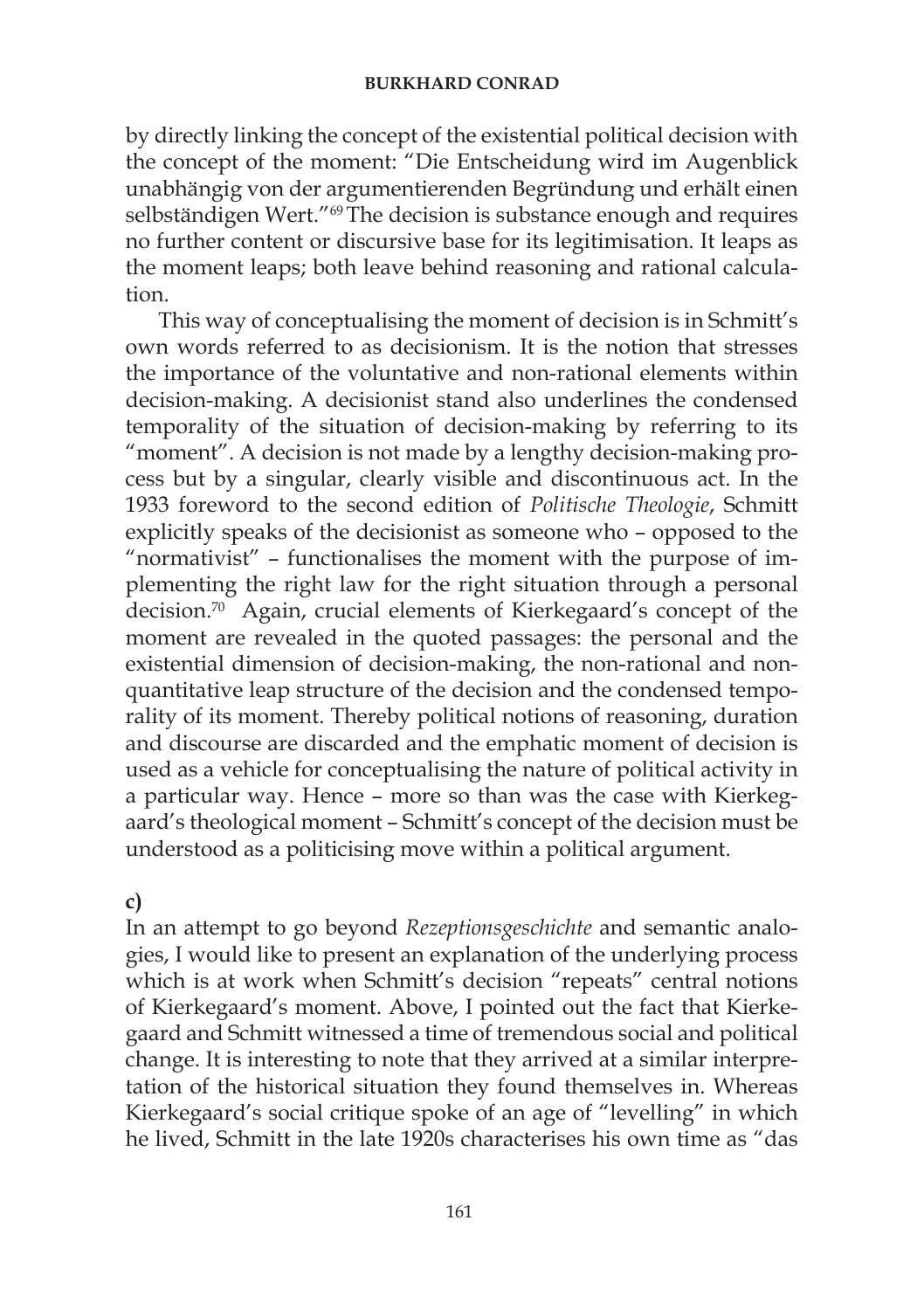by directly linking the concept of the existential political decision with the concept of the moment: "Die Entscheidung wird im Augenblick unabhängig von der argumentierenden Begründung und erhält einen selbständigen Wert."[69] The decision is substance enough and requires no further content or discursive base for its legitimisation. It leaps as the moment leaps; both leave behind reasoning and rational calculation.

This way of conceptualising the moment of decision is in Schmitt's own words referred to as decisionism. It is the notion that stresses the importance of the voluntative and non-rational elements within decision-making. A decisionist stand also underlines the condensed temporality of the situation of decision-making by referring to its "moment". A decision is not made by a lengthy decision-making process but by a singular, clearly visible and discontinuous act. In the 1933 foreword to the second edition of *Politische Theologie*, Schmitt explicitly speaks of the decisionist as someone who – opposed to the "normativist" – functionalises the moment with the purpose of implementing the right law for the right situation through a personal decision.[70] Again, crucial elements of Kierkegaard's concept of the moment are revealed in the quoted passages: the personal and the existential dimension of decision-making, the non-rational and non-quantitative leap structure of the decision and the condensed temporality of its moment. Thereby political notions of reasoning, duration and discourse are discarded and the emphatic moment of decision is used as a vehicle for conceptualising the nature of political activity in a particular way. Hence – more so than was the case with Kierkegaard's theological moment – Schmitt's concept of the decision must be understood as a politicising move within a political argument.

**c)**

In an attempt to go beyond *Rezeptionsgeschichte* and semantic analogies, I would like to present an explanation of the underlying process which is at work when Schmitt's decision "repeats" central notions of Kierkegaard's moment. Above, I pointed out the fact that Kierkegaard and Schmitt witnessed a time of tremendous social and political change. It is interesting to note that they arrived at a similar interpretation of the historical situation they found themselves in. Whereas Kierkegaard's social critique spoke of an age of "levelling" in which he lived, Schmitt in the late 1920s characterises his own time as "das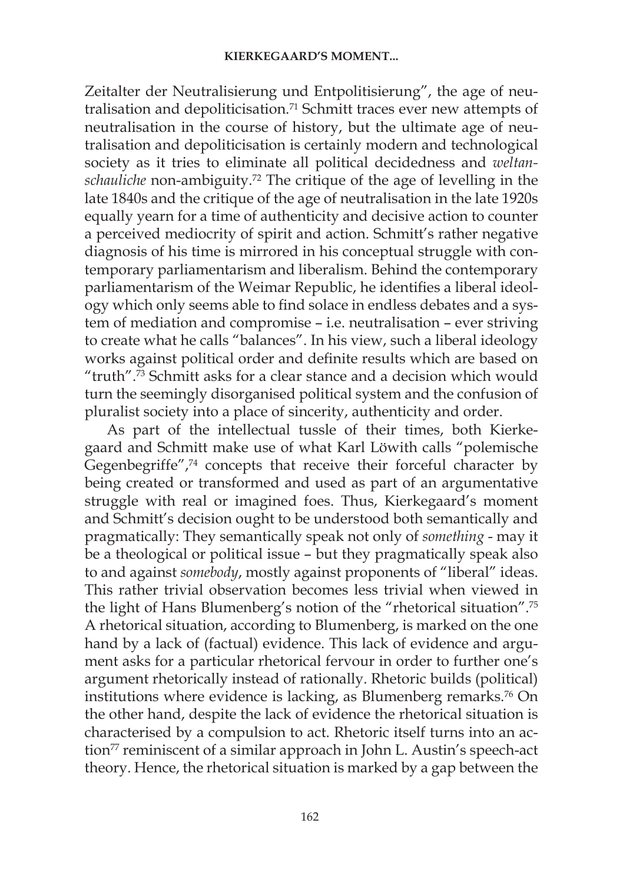Zeitalter der Neutralisierung und Entpolitisierung", the age of neutralisation and depoliticisation.[71] Schmitt traces ever new attempts of neutralisation in the course of history, but the ultimate age of neutralisation and depoliticisation is certainly modern and technological society as it tries to eliminate all political decidedness and *weltanschauliche* non-ambiguity.[72] The critique of the age of levelling in the late 1840s and the critique of the age of neutralisation in the late 1920s equally yearn for a time of authenticity and decisive action to counter a perceived mediocrity of spirit and action. Schmitt's rather negative diagnosis of his time is mirrored in his conceptual struggle with contemporary parliamentarism and liberalism. Behind the contemporary parliamentarism of the Weimar Republic, he identifies a liberal ideology which only seems able to find solace in endless debates and a system of mediation and compromise – i.e. neutralisation – ever striving to create what he calls "balances". In his view, such a liberal ideology works against political order and definite results which are based on "truth".[73] Schmitt asks for a clear stance and a decision which would turn the seemingly disorganised political system and the confusion of pluralist society into a place of sincerity, authenticity and order.

As part of the intellectual tussle of their times, both Kierkegaard and Schmitt make use of what Karl Löwith calls "polemische Gegenbegriffe",[74] concepts that receive their forceful character by being created or transformed and used as part of an argumentative struggle with real or imagined foes. Thus, Kierkegaard's moment and Schmitt's decision ought to be understood both semantically and pragmatically: They semantically speak not only of *something* - may it be a theological or political issue – but they pragmatically speak also to and against *somebody*, mostly against proponents of "liberal" ideas. This rather trivial observation becomes less trivial when viewed in the light of Hans Blumenberg's notion of the "rhetorical situation".[75] A rhetorical situation, according to Blumenberg, is marked on the one hand by a lack of (factual) evidence. This lack of evidence and argument asks for a particular rhetorical fervour in order to further one's argument rhetorically instead of rationally. Rhetoric builds (political) institutions where evidence is lacking, as Blumenberg remarks.[76] On the other hand, despite the lack of evidence the rhetorical situation is characterised by a compulsion to act. Rhetoric itself turns into an action[77] reminiscent of a similar approach in John L. Austin's speech-act theory. Hence, the rhetorical situation is marked by a gap between the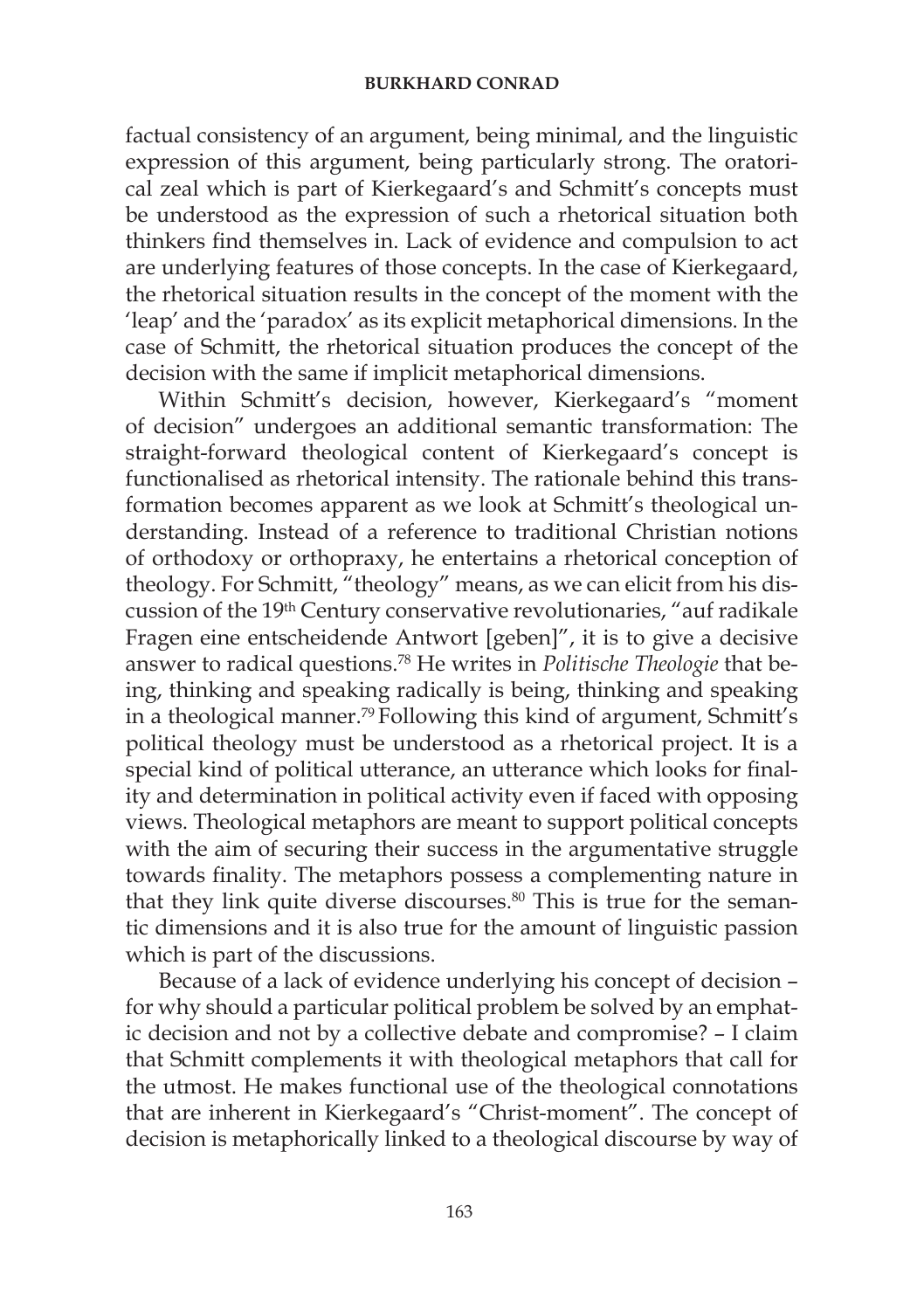factual consistency of an argument, being minimal, and the linguistic expression of this argument, being particularly strong. The oratorical zeal which is part of Kierkegaard's and Schmitt's concepts must be understood as the expression of such a rhetorical situation both thinkers find themselves in. Lack of evidence and compulsion to act are underlying features of those concepts. In the case of Kierkegaard, the rhetorical situation results in the concept of the moment with the 'leap' and the 'paradox' as its explicit metaphorical dimensions. In the case of Schmitt, the rhetorical situation produces the concept of the decision with the same if implicit metaphorical dimensions.

Within Schmitt's decision, however, Kierkegaard's "moment of decision" undergoes an additional semantic transformation: The straight-forward theological content of Kierkegaard's concept is functionalised as rhetorical intensity. The rationale behind this transformation becomes apparent as we look at Schmitt's theological understanding. Instead of a reference to traditional Christian notions of orthodoxy or orthopraxy, he entertains a rhetorical conception of theology. For Schmitt, "theology" means, as we can elicit from his discussion of the 19th Century conservative revolutionaries, "auf radikale Fragen eine entscheidende Antwort [geben]", it is to give a decisive answer to radical questions.[78] He writes in *Politische Theologie* that being, thinking and speaking radically is being, thinking and speaking in a theological manner.[79] Following this kind of argument, Schmitt's political theology must be understood as a rhetorical project. It is a special kind of political utterance, an utterance which looks for finality and determination in political activity even if faced with opposing views. Theological metaphors are meant to support political concepts with the aim of securing their success in the argumentative struggle towards finality. The metaphors possess a complementing nature in that they link quite diverse discourses.[80] This is true for the semantic dimensions and it is also true for the amount of linguistic passion which is part of the discussions.

Because of a lack of evidence underlying his concept of decision – for why should a particular political problem be solved by an emphatic decision and not by a collective debate and compromise? – I claim that Schmitt complements it with theological metaphors that call for the utmost. He makes functional use of the theological connotations that are inherent in Kierkegaard's "Christ-moment". The concept of decision is metaphorically linked to a theological discourse by way of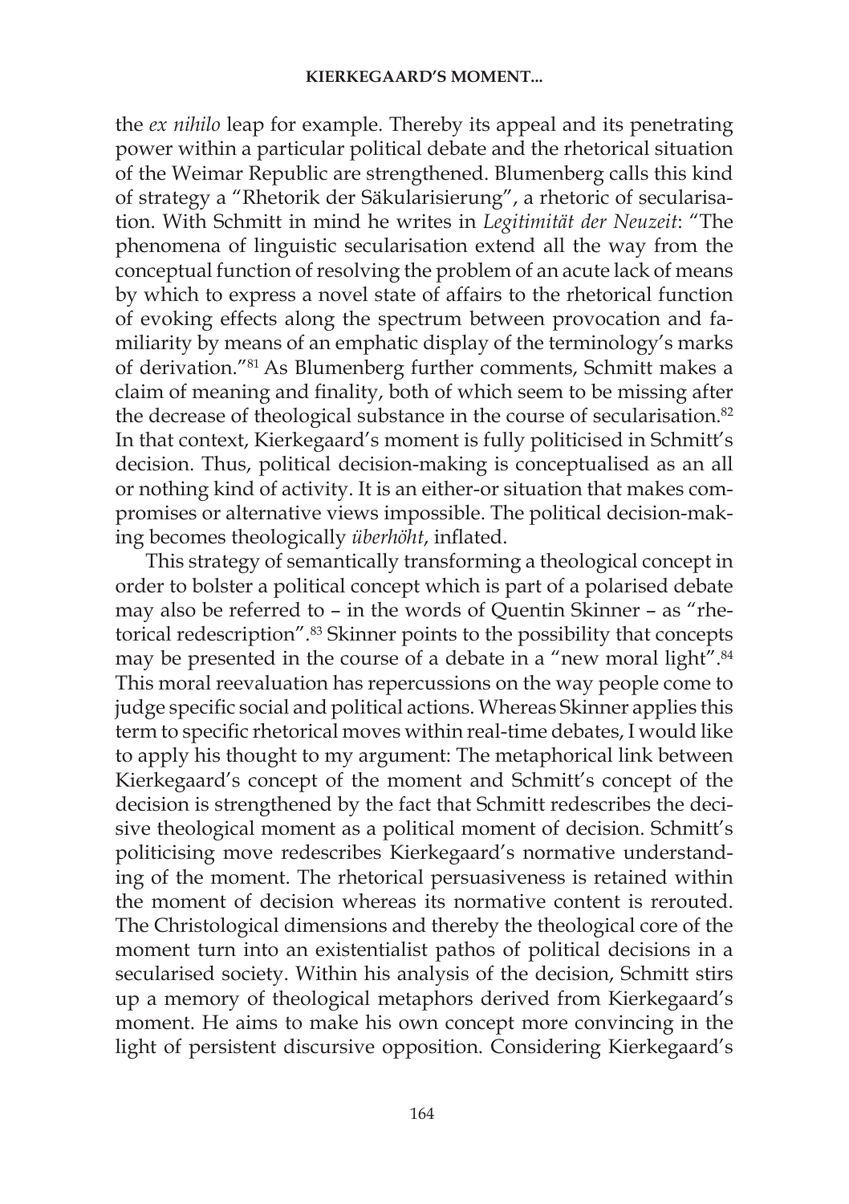the *ex nihilo* leap for example. Thereby its appeal and its penetrating power within a particular political debate and the rhetorical situation of the Weimar Republic are strengthened. Blumenberg calls this kind of strategy a "Rhetorik der Säkularisierung", a rhetoric of secularisation. With Schmitt in mind he writes in *Legitimität der Neuzeit*: "The phenomena of linguistic secularisation extend all the way from the conceptual function of resolving the problem of an acute lack of means by which to express a novel state of affairs to the rhetorical function of evoking effects along the spectrum between provocation and familiarity by means of an emphatic display of the terminology's marks of derivation."[81] As Blumenberg further comments, Schmitt makes a claim of meaning and finality, both of which seem to be missing after the decrease of theological substance in the course of secularisation.[82] In that context, Kierkegaard's moment is fully politicised in Schmitt's decision. Thus, political decision-making is conceptualised as an all or nothing kind of activity. It is an either-or situation that makes compromises or alternative views impossible. The political decision-making becomes theologically *überhöht*, inflated.

This strategy of semantically transforming a theological concept in order to bolster a political concept which is part of a polarised debate may also be referred to – in the words of Quentin Skinner – as "rhetorical redescription".[83] Skinner points to the possibility that concepts may be presented in the course of a debate in a "new moral light".[84] This moral reevaluation has repercussions on the way people come to judge specific social and political actions. Whereas Skinner applies this term to specific rhetorical moves within real-time debates, I would like to apply his thought to my argument: The metaphorical link between Kierkegaard's concept of the moment and Schmitt's concept of the decision is strengthened by the fact that Schmitt redescribes the decisive theological moment as a political moment of decision. Schmitt's politicising move redescribes Kierkegaard's normative understanding of the moment. The rhetorical persuasiveness is retained within the moment of decision whereas its normative content is rerouted. The Christological dimensions and thereby the theological core of the moment turn into an existentialist pathos of political decisions in a secularised society. Within his analysis of the decision, Schmitt stirs up a memory of theological metaphors derived from Kierkegaard's moment. He aims to make his own concept more convincing in the light of persistent discursive opposition. Considering Kierkegaard's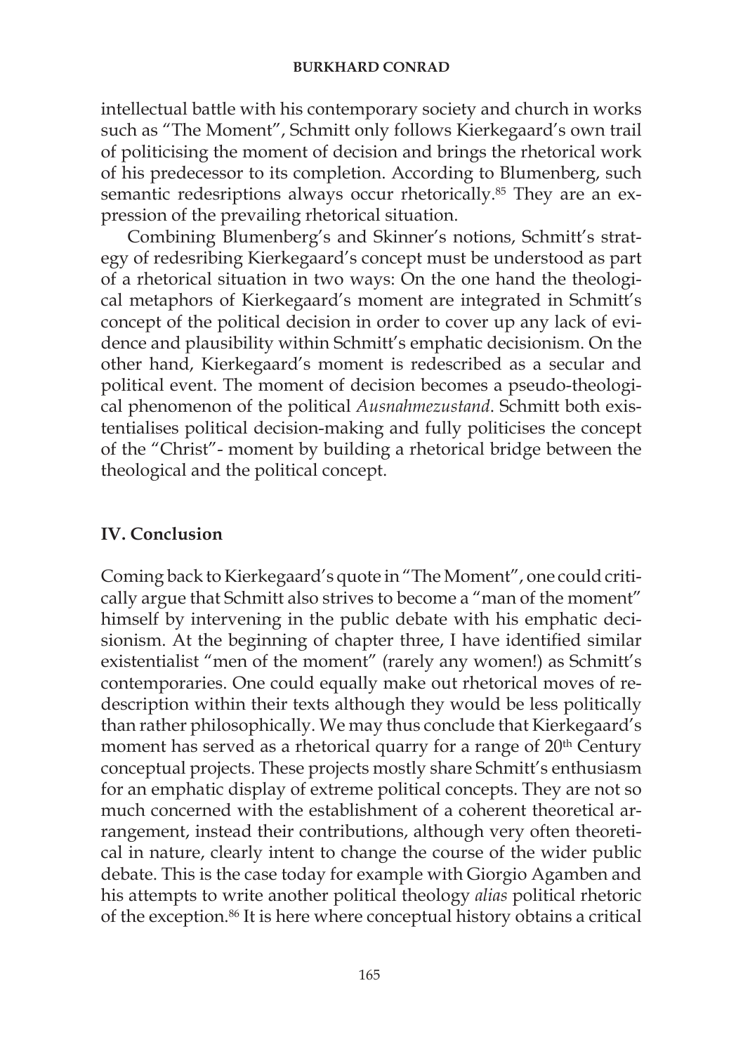intellectual battle with his contemporary society and church in works such as "The Moment", Schmitt only follows Kierkegaard's own trail of politicising the moment of decision and brings the rhetorical work of his predecessor to its completion. According to Blumenberg, such semantic redesriptions always occur rhetorically.[85] They are an expression of the prevailing rhetorical situation.

Combining Blumenberg's and Skinner's notions, Schmitt's strategy of redesribing Kierkegaard's concept must be understood as part of a rhetorical situation in two ways: On the one hand the theological metaphors of Kierkegaard's moment are integrated in Schmitt's concept of the political decision in order to cover up any lack of evidence and plausibility within Schmitt's emphatic decisionism. On the other hand, Kierkegaard's moment is redescribed as a secular and political event. The moment of decision becomes a pseudo-theological phenomenon of the political *Ausnahmezustand*. Schmitt both existentialises political decision-making and fully politicises the concept of the "Christ"- moment by building a rhetorical bridge between the theological and the political concept.

## IV. Conclusion

Coming back to Kierkegaard's quote in "The Moment", one could critically argue that Schmitt also strives to become a "man of the moment" himself by intervening in the public debate with his emphatic decisionism. At the beginning of chapter three, I have identified similar existentialist "men of the moment" (rarely any women!) as Schmitt's contemporaries. One could equally make out rhetorical moves of redescription within their texts although they would be less politically than rather philosophically. We may thus conclude that Kierkegaard's moment has served as a rhetorical quarry for a range of 20th Century conceptual projects. These projects mostly share Schmitt's enthusiasm for an emphatic display of extreme political concepts. They are not so much concerned with the establishment of a coherent theoretical arrangement, instead their contributions, although very often theoretical in nature, clearly intent to change the course of the wider public debate. This is the case today for example with Giorgio Agamben and his attempts to write another political theology *alias* political rhetoric of the exception.[86] It is here where conceptual history obtains a critical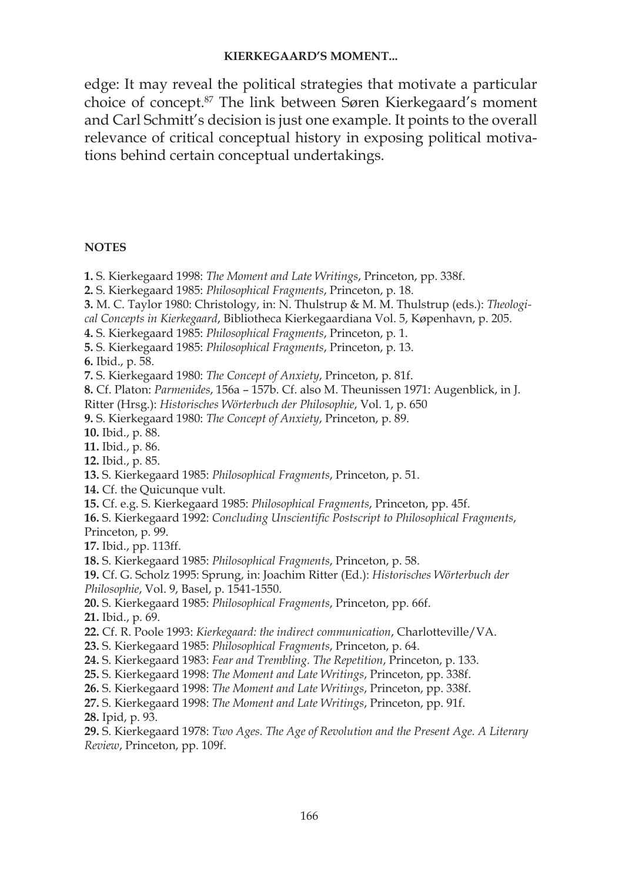edge: It may reveal the political strategies that motivate a particular choice of concept.[87] The link between Søren Kierkegaard's moment and Carl Schmitt's decision is just one example. It points to the overall relevance of critical conceptual history in exposing political motivations behind certain conceptual undertakings.

## NOTES

**1.** S. Kierkegaard 1998: *The Moment and Late Writings*, Princeton, pp. 338f.
**2.** S. Kierkegaard 1985: *Philosophical Fragments*, Princeton, p. 18.
**3.** M. C. Taylor 1980: Christology, in: N. Thulstrup & M. M. Thulstrup (eds.): *Theological Concepts in Kierkegaard*, Bibliotheca Kierkegaardiana Vol. 5, København, p. 205.
**4.** S. Kierkegaard 1985: *Philosophical Fragments*, Princeton, p. 1.
**5.** S. Kierkegaard 1985: *Philosophical Fragments*, Princeton, p. 13.
**6.** Ibid., p. 58.
**7.** S. Kierkegaard 1980: *The Concept of Anxiety*, Princeton, p. 81f.
**8.** Cf. Platon: *Parmenides*, 156a – 157b. Cf. also M. Theunissen 1971: Augenblick, in J. Ritter (Hrsg.): *Historisches Wörterbuch der Philosophie*, Vol. 1, p. 650
**9.** S. Kierkegaard 1980: *The Concept of Anxiety*, Princeton, p. 89.
**10.** Ibid., p. 88.
**11.** Ibid., p. 86.
**12.** Ibid., p. 85.
**13.** S. Kierkegaard 1985: *Philosophical Fragments*, Princeton, p. 51.
**14.** Cf. the Quicunque vult.
**15.** Cf. e.g. S. Kierkegaard 1985: *Philosophical Fragments*, Princeton, pp. 45f.
**16.** S. Kierkegaard 1992: *Concluding Unscientific Postscript to Philosophical Fragments*, Princeton, p. 99.
**17.** Ibid., pp. 113ff.
**18.** S. Kierkegaard 1985: *Philosophical Fragments*, Princeton, p. 58.
**19.** Cf. G. Scholz 1995: Sprung, in: Joachim Ritter (Ed.): *Historisches Wörterbuch der Philosophie*, Vol. 9, Basel, p. 1541-1550.
**20.** S. Kierkegaard 1985: *Philosophical Fragments*, Princeton, pp. 66f.
**21.** Ibid., p. 69.
**22.** Cf. R. Poole 1993: *Kierkegaard: the indirect communication*, Charlotteville/VA.
**23.** S. Kierkegaard 1985: *Philosophical Fragments*, Princeton, p. 64.
**24.** S. Kierkegaard 1983: *Fear and Trembling. The Repetition*, Princeton, p. 133.
**25.** S. Kierkegaard 1998: *The Moment and Late Writings*, Princeton, pp. 338f.
**26.** S. Kierkegaard 1998: *The Moment and Late Writings*, Princeton, pp. 338f.
**27.** S. Kierkegaard 1998: *The Moment and Late Writings*, Princeton, pp. 91f.
**28.** Ipid, p. 93.
**29.** S. Kierkegaard 1978: *Two Ages. The Age of Revolution and the Present Age. A Literary Review*, Princeton, pp. 109f.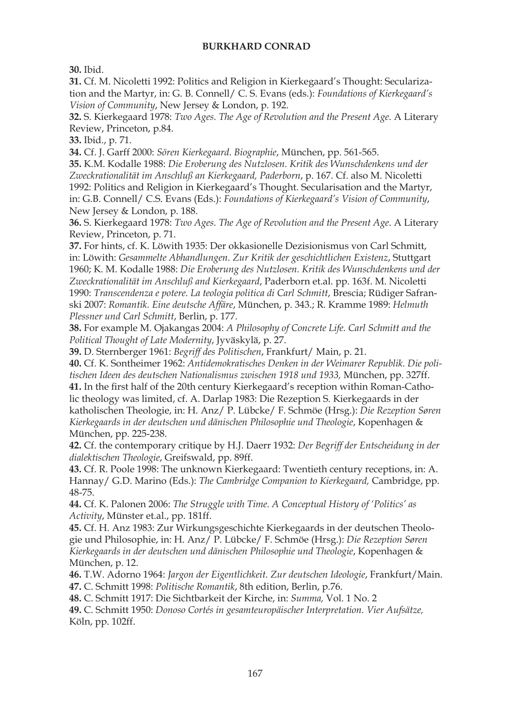**30.** Ibid.

**31.** Cf. M. Nicoletti 1992: Politics and Religion in Kierkegaard's Thought: Secularization and the Martyr, in: G. B. Connell/ C. S. Evans (eds.): *Foundations of Kierkegaard's Vision of Community*, New Jersey & London, p. 192.

**32.** S. Kierkegaard 1978: *Two Ages. The Age of Revolution and the Present Age.* A Literary Review, Princeton, p.84.

**33.** Ibid., p. 71.

**34.** Cf. J. Garff 2000: *Sören Kierkegaard. Biographie*, München, pp. 561-565.

**35.** K.M. Kodalle 1988: *Die Eroberung des Nutzlosen. Kritik des Wunschdenkens und der Zweckrationalität im Anschluß an Kierkegaard, Paderborn*, p. 167. Cf. also M. Nicoletti 1992: Politics and Religion in Kierkegaard's Thought. Secularisation and the Martyr, in: G.B. Connell/ C.S. Evans (Eds.): *Foundations of Kierkegaard's Vision of Community*, New Jersey & London, p. 188.

**36.** S. Kierkegaard 1978: *Two Ages. The Age of Revolution and the Present Age.* A Literary Review, Princeton, p. 71.

**37.** For hints, cf. K. Löwith 1935: Der okkasionelle Dezisionismus von Carl Schmitt, in: Löwith: *Gesammelte Abhandlungen. Zur Kritik der geschichtlichen Existenz*, Stuttgart 1960; K. M. Kodalle 1988: *Die Eroberung des Nutzlosen. Kritik des Wunschdenkens und der Zweckrationalität im Anschluß and Kierkegaard*, Paderborn et.al. pp. 163f. M. Nicoletti 1990: *Transcendenza e potere. La teologia politica di Carl Schmitt*, Brescia; Rüdiger Safranski 2007: *Romantik. Eine deutsche Affäre*, München, p. 343.; R. Kramme 1989: *Helmuth Plessner und Carl Schmitt*, Berlin, p. 177.

**38.** For example M. Ojakangas 2004: *A Philosophy of Concrete Life. Carl Schmitt and the Political Thought of Late Modernity*, Jyväskylä, p. 27.

**39.** D. Sternberger 1961: *Begriff des Politischen*, Frankfurt/ Main, p. 21.

**40.** Cf. K. Sontheimer 1962: *Antidemokratisches Denken in der Weimarer Republik. Die politischen Ideen des deutschen Nationalismus zwischen 1918 und 1933,* München, pp. 327ff.

**41.** In the first half of the 20th century Kierkegaard's reception within Roman-Catholic theology was limited, cf. A. Darlap 1983: Die Rezeption S. Kierkegaards in der katholischen Theologie, in: H. Anz/ P. Lübcke/ F. Schmöe (Hrsg.): *Die Rezeption Søren Kierkegaards in der deutschen und dänischen Philosophie und Theologie*, Kopenhagen & München, pp. 225-238.

**42.** Cf. the contemporary critique by H.J. Daerr 1932: *Der Begriff der Entscheidung in der dialektischen Theologie*, Greifswald, pp. 89ff.

**43.** Cf. R. Poole 1998: The unknown Kierkegaard: Twentieth century receptions, in: A. Hannay/ G.D. Marino (Eds.): *The Cambridge Companion to Kierkegaard,* Cambridge, pp. 48-75.

**44.** Cf. K. Palonen 2006: *The Struggle with Time. A Conceptual History of 'Politics' as Activity*, Münster et.al., pp. 181ff.

**45.** Cf. H. Anz 1983: Zur Wirkungsgeschichte Kierkegaards in der deutschen Theologie und Philosophie, in: H. Anz/ P. Lübcke/ F. Schmöe (Hrsg.): *Die Rezeption Søren Kierkegaards in der deutschen und dänischen Philosophie und Theologie*, Kopenhagen & München, p. 12.

**46.** T.W. Adorno 1964: *Jargon der Eigentlichkeit. Zur deutschen Ideologie*, Frankfurt/Main.

**47.** C. Schmitt 1998: *Politische Romantik*, 8th edition, Berlin, p.76.

**48.** C. Schmitt 1917: Die Sichtbarkeit der Kirche, in: *Summa,* Vol. 1 No. 2

**49.** C. Schmitt 1950: *Donoso Cortés in gesamteuropäischer Interpretation. Vier Aufsätze,* Köln, pp. 102ff.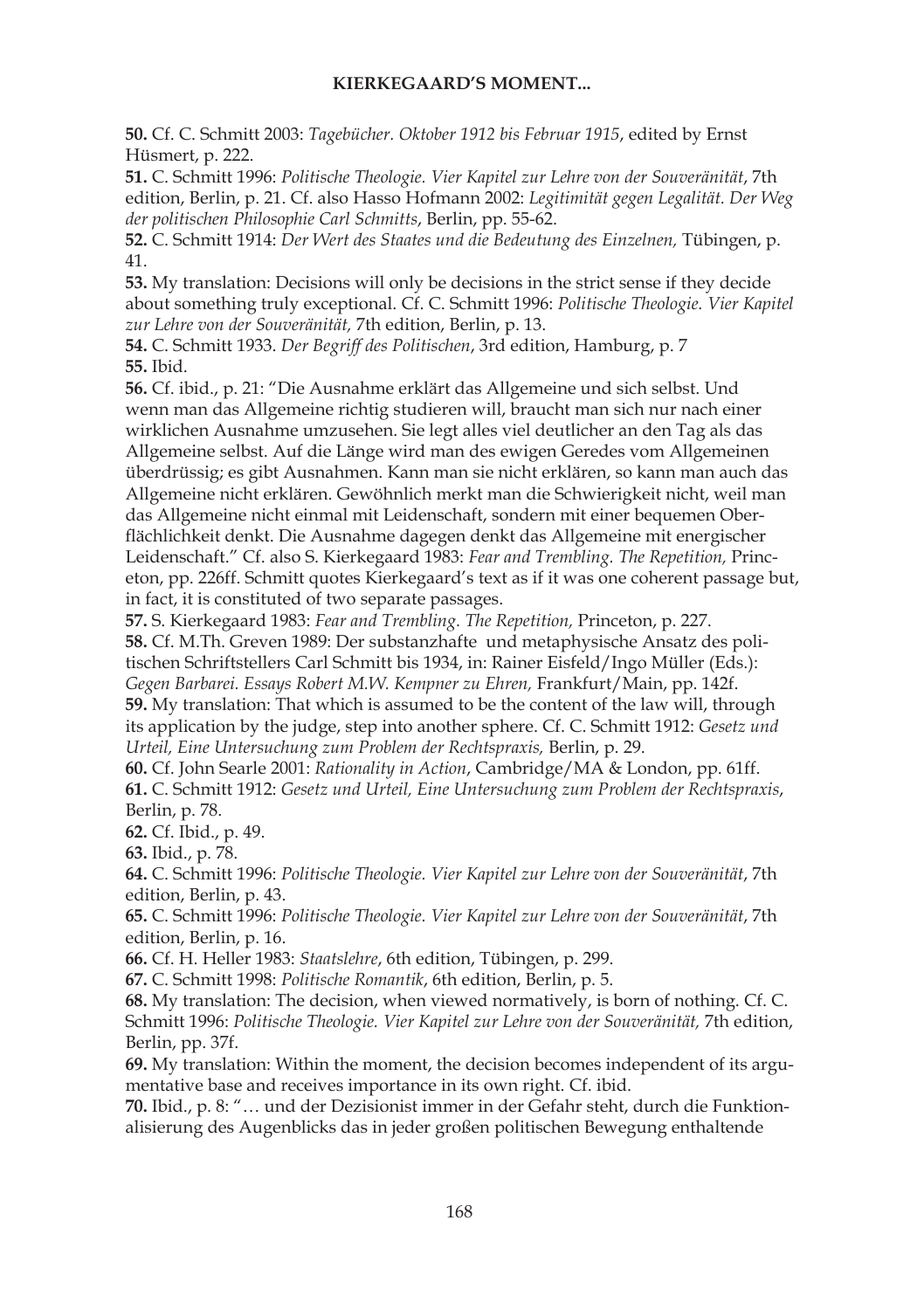**50.** Cf. C. Schmitt 2003: *Tagebücher. Oktober 1912 bis Februar 1915*, edited by Ernst Hüsmert, p. 222.

**51.** C. Schmitt 1996: *Politische Theologie. Vier Kapitel zur Lehre von der Souveränität*, 7th edition, Berlin, p. 21. Cf. also Hasso Hofmann 2002: *Legitimität gegen Legalität. Der Weg der politischen Philosophie Carl Schmitts*, Berlin, pp. 55-62.

**52.** C. Schmitt 1914: *Der Wert des Staates und die Bedeutung des Einzelnen,* Tübingen, p. 41.

**53.** My translation: Decisions will only be decisions in the strict sense if they decide about something truly exceptional. Cf. C. Schmitt 1996: *Politische Theologie. Vier Kapitel zur Lehre von der Souveränität,* 7th edition, Berlin, p. 13.

**54.** C. Schmitt 1933. *Der Begriff des Politischen*, 3rd edition, Hamburg, p. 7

**55.** Ibid.

**56.** Cf. ibid., p. 21: "Die Ausnahme erklärt das Allgemeine und sich selbst. Und wenn man das Allgemeine richtig studieren will, braucht man sich nur nach einer wirklichen Ausnahme umzusehen. Sie legt alles viel deutlicher an den Tag als das Allgemeine selbst. Auf die Länge wird man des ewigen Geredes vom Allgemeinen überdrüssig; es gibt Ausnahmen. Kann man sie nicht erklären, so kann man auch das Allgemeine nicht erklären. Gewöhnlich merkt man die Schwierigkeit nicht, weil man das Allgemeine nicht einmal mit Leidenschaft, sondern mit einer bequemen Oberflächlichkeit denkt. Die Ausnahme dagegen denkt das Allgemeine mit energischer Leidenschaft." Cf. also S. Kierkegaard 1983: *Fear and Trembling. The Repetition,* Princeton, pp. 226ff. Schmitt quotes Kierkegaard's text as if it was one coherent passage but, in fact, it is constituted of two separate passages.

**57.** S. Kierkegaard 1983: *Fear and Trembling. The Repetition,* Princeton, p. 227.

**58.** Cf. M.Th. Greven 1989: Der substanzhafte und metaphysische Ansatz des politischen Schriftstellers Carl Schmitt bis 1934, in: Rainer Eisfeld/Ingo Müller (Eds.): *Gegen Barbarei. Essays Robert M.W. Kempner zu Ehren,* Frankfurt/Main, pp. 142f.

**59.** My translation: That which is assumed to be the content of the law will, through its application by the judge, step into another sphere. Cf. C. Schmitt 1912: *Gesetz und Urteil, Eine Untersuchung zum Problem der Rechtspraxis,* Berlin, p. 29.

**60.** Cf. John Searle 2001: *Rationality in Action*, Cambridge/MA & London, pp. 61ff.

**61.** C. Schmitt 1912: *Gesetz und Urteil, Eine Untersuchung zum Problem der Rechtspraxis*, Berlin, p. 78.

**62.** Cf. Ibid., p. 49.

**63.** Ibid., p. 78.

**64.** C. Schmitt 1996: *Politische Theologie. Vier Kapitel zur Lehre von der Souveränität*, 7th edition, Berlin, p. 43.

**65.** C. Schmitt 1996: *Politische Theologie. Vier Kapitel zur Lehre von der Souveränität*, 7th edition, Berlin, p. 16.

**66.** Cf. H. Heller 1983: *Staatslehre*, 6th edition, Tübingen, p. 299.

**67.** C. Schmitt 1998: *Politische Romantik*, 6th edition, Berlin, p. 5.

**68.** My translation: The decision, when viewed normatively, is born of nothing. Cf. C. Schmitt 1996: *Politische Theologie. Vier Kapitel zur Lehre von der Souveränität,* 7th edition, Berlin, pp. 37f.

**69.** My translation: Within the moment, the decision becomes independent of its argumentative base and receives importance in its own right. Cf. ibid.

**70.** Ibid., p. 8: "… und der Dezisionist immer in der Gefahr steht, durch die Funktionalisierung des Augenblicks das in jeder großen politischen Bewegung enthaltende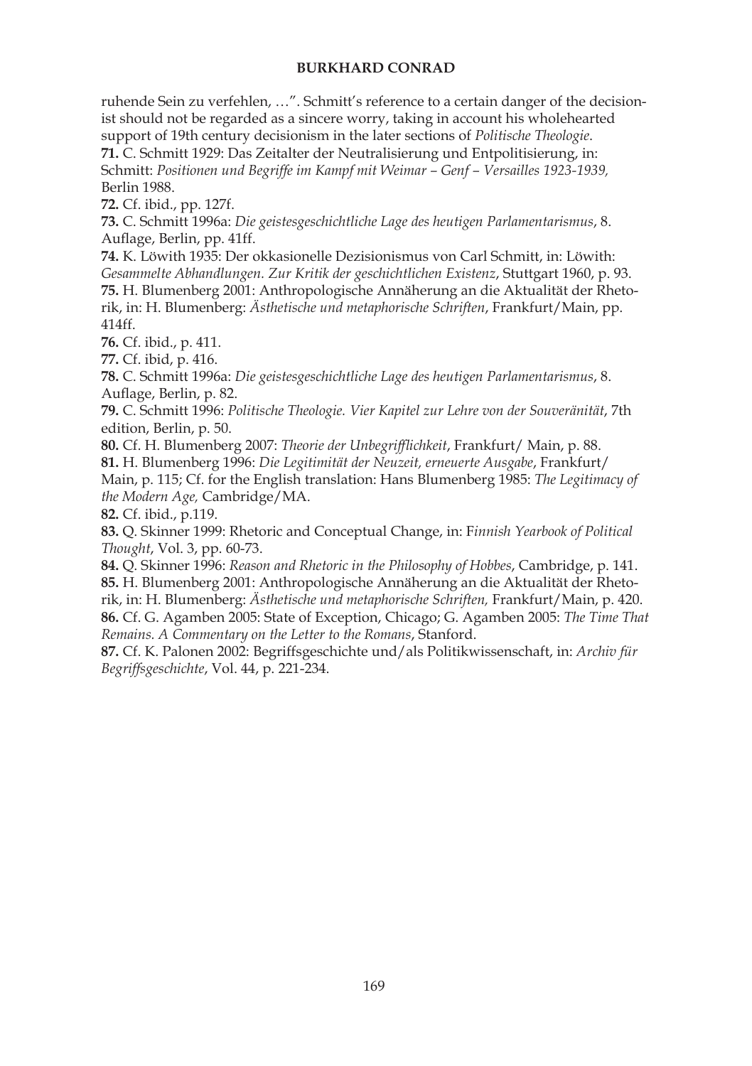ruhende Sein zu verfehlen, …". Schmitt's reference to a certain danger of the decisionist should not be regarded as a sincere worry, taking in account his wholehearted support of 19th century decisionism in the later sections of *Politische Theologie*.

**71.** C. Schmitt 1929: Das Zeitalter der Neutralisierung und Entpolitisierung, in: Schmitt: *Positionen und Begriffe im Kampf mit Weimar – Genf – Versailles 1923-1939,* Berlin 1988.

**72.** Cf. ibid., pp. 127f.

**73.** C. Schmitt 1996a: *Die geistesgeschichtliche Lage des heutigen Parlamentarismus*, 8. Auflage, Berlin, pp. 41ff.

**74.** K. Löwith 1935: Der okkasionelle Dezisionismus von Carl Schmitt, in: Löwith: *Gesammelte Abhandlungen. Zur Kritik der geschichtlichen Existenz*, Stuttgart 1960, p. 93.

**75.** H. Blumenberg 2001: Anthropologische Annäherung an die Aktualität der Rhetorik, in: H. Blumenberg: *Ästhetische und metaphorische Schriften*, Frankfurt/Main, pp. 414ff.

**76.** Cf. ibid., p. 411.

**77.** Cf. ibid, p. 416.

**78.** C. Schmitt 1996a: *Die geistesgeschichtliche Lage des heutigen Parlamentarismus*, 8. Auflage, Berlin, p. 82.

**79.** C. Schmitt 1996: *Politische Theologie. Vier Kapitel zur Lehre von der Souveränität*, 7th edition, Berlin, p. 50.

**80.** Cf. H. Blumenberg 2007: *Theorie der Unbegrifflichkeit*, Frankfurt/ Main, p. 88.

**81.** H. Blumenberg 1996: *Die Legitimität der Neuzeit, erneuerte Ausgabe*, Frankfurt/ Main, p. 115; Cf. for the English translation: Hans Blumenberg 1985: *The Legitimacy of the Modern Age,* Cambridge/MA.

**82.** Cf. ibid., p.119.

**83.** Q. Skinner 1999: Rhetoric and Conceptual Change, in: F*innish Yearbook of Political Thought*, Vol. 3, pp. 60-73.

**84.** Q. Skinner 1996: *Reason and Rhetoric in the Philosophy of Hobbes*, Cambridge, p. 141.

**85.** H. Blumenberg 2001: Anthropologische Annäherung an die Aktualität der Rhetorik, in: H. Blumenberg: *Ästhetische und metaphorische Schriften,* Frankfurt/Main, p. 420.

**86.** Cf. G. Agamben 2005: State of Exception, Chicago; G. Agamben 2005: *The Time That Remains. A Commentary on the Letter to the Romans*, Stanford.

**87.** Cf. K. Palonen 2002: Begriffsgeschichte und/als Politikwissenschaft, in: *Archiv für Begriffsgeschichte*, Vol. 44, p. 221-234.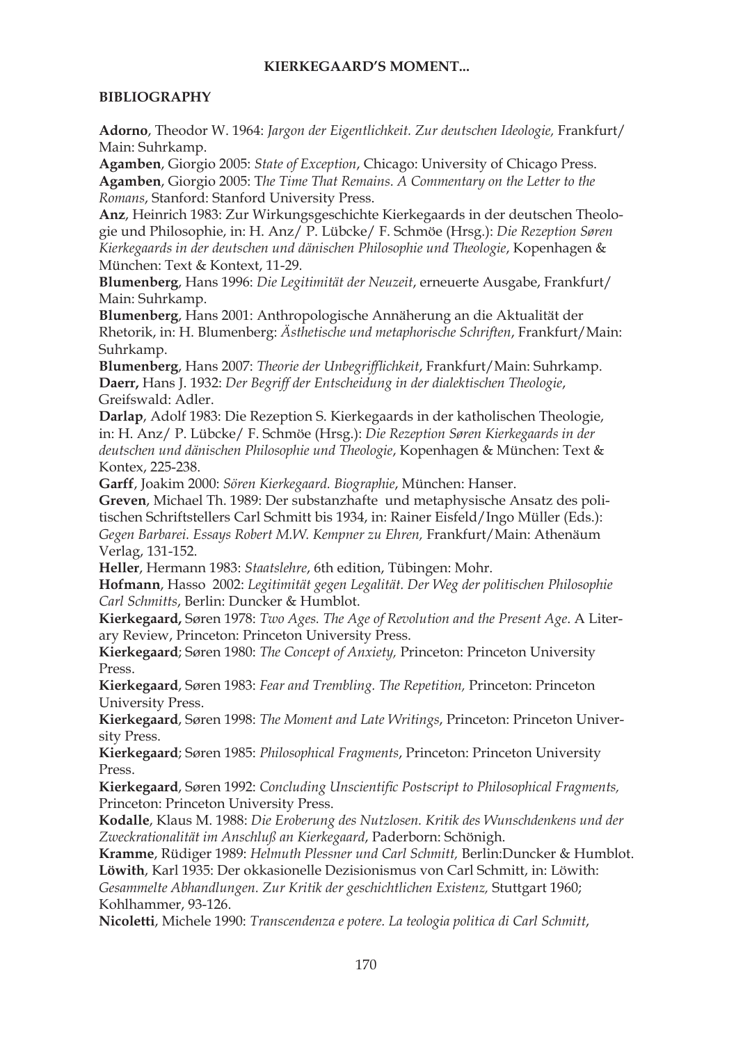## BIBLIOGRAPHY

**Adorno**, Theodor W. 1964: *Jargon der Eigentlichkeit. Zur deutschen Ideologie,* Frankfurt/Main: Suhrkamp.

**Agamben**, Giorgio 2005: *State of Exception*, Chicago: University of Chicago Press.

**Agamben**, Giorgio 2005: *The Time That Remains. A Commentary on the Letter to the Romans*, Stanford: Stanford University Press.

**Anz**, Heinrich 1983: Zur Wirkungsgeschichte Kierkegaards in der deutschen Theologie und Philosophie, in: H. Anz/ P. Lübcke/ F. Schmöe (Hrsg.): *Die Rezeption Søren Kierkegaards in der deutschen und dänischen Philosophie und Theologie*, Kopenhagen & München: Text & Kontext, 11-29.

**Blumenberg**, Hans 1996: *Die Legitimität der Neuzeit*, erneuerte Ausgabe, Frankfurt/Main: Suhrkamp.

**Blumenberg**, Hans 2001: Anthropologische Annäherung an die Aktualität der Rhetorik, in: H. Blumenberg: *Ästhetische und metaphorische Schriften*, Frankfurt/Main: Suhrkamp.

**Blumenberg**, Hans 2007: *Theorie der Unbegrifflichkeit*, Frankfurt/Main: Suhrkamp.

**Daerr,** Hans J. 1932: *Der Begriff der Entscheidung in der dialektischen Theologie*, Greifswald: Adler.

**Darlap**, Adolf 1983: Die Rezeption S. Kierkegaards in der katholischen Theologie, in: H. Anz/ P. Lübcke/ F. Schmöe (Hrsg.): *Die Rezeption Søren Kierkegaards in der deutschen und dänischen Philosophie und Theologie*, Kopenhagen & München: Text & Kontex, 225-238.

**Garff**, Joakim 2000: *Sören Kierkegaard. Biographie*, München: Hanser.

**Greven**, Michael Th. 1989: Der substanzhafte und metaphysische Ansatz des politischen Schriftstellers Carl Schmitt bis 1934, in: Rainer Eisfeld/Ingo Müller (Eds.): *Gegen Barbarei. Essays Robert M.W. Kempner zu Ehren,* Frankfurt/Main: Athenäum Verlag, 131-152.

**Heller**, Hermann 1983: *Staatslehre*, 6th edition, Tübingen: Mohr.

**Hofmann**, Hasso 2002: *Legitimität gegen Legalität. Der Weg der politischen Philosophie Carl Schmitts*, Berlin: Duncker & Humblot.

**Kierkegaard,** Søren 1978: *Two Ages. The Age of Revolution and the Present Age.* A Literary Review, Princeton: Princeton University Press.

**Kierkegaard**; Søren 1980: *The Concept of Anxiety,* Princeton: Princeton University Press.

**Kierkegaard**, Søren 1983: *Fear and Trembling. The Repetition,* Princeton: Princeton University Press.

**Kierkegaard**, Søren 1998: *The Moment and Late Writings*, Princeton: Princeton University Press.

**Kierkegaard**; Søren 1985: *Philosophical Fragments*, Princeton: Princeton University Press.

**Kierkegaard**, Søren 1992: *Concluding Unscientific Postscript to Philosophical Fragments,* Princeton: Princeton University Press.

**Kodalle**, Klaus M. 1988: *Die Eroberung des Nutzlosen. Kritik des Wunschdenkens und der Zweckrationalität im Anschluß an Kierkegaard*, Paderborn: Schönigh.

**Kramme**, Rüdiger 1989: *Helmuth Plessner und Carl Schmitt,* Berlin:Duncker & Humblot.

**Löwith**, Karl 1935: Der okkasionelle Dezisionismus von Carl Schmitt, in: Löwith: *Gesammelte Abhandlungen. Zur Kritik der geschichtlichen Existenz,* Stuttgart 1960; Kohlhammer, 93-126.

**Nicoletti**, Michele 1990: *Transcendenza e potere. La teologia politica di Carl Schmitt*,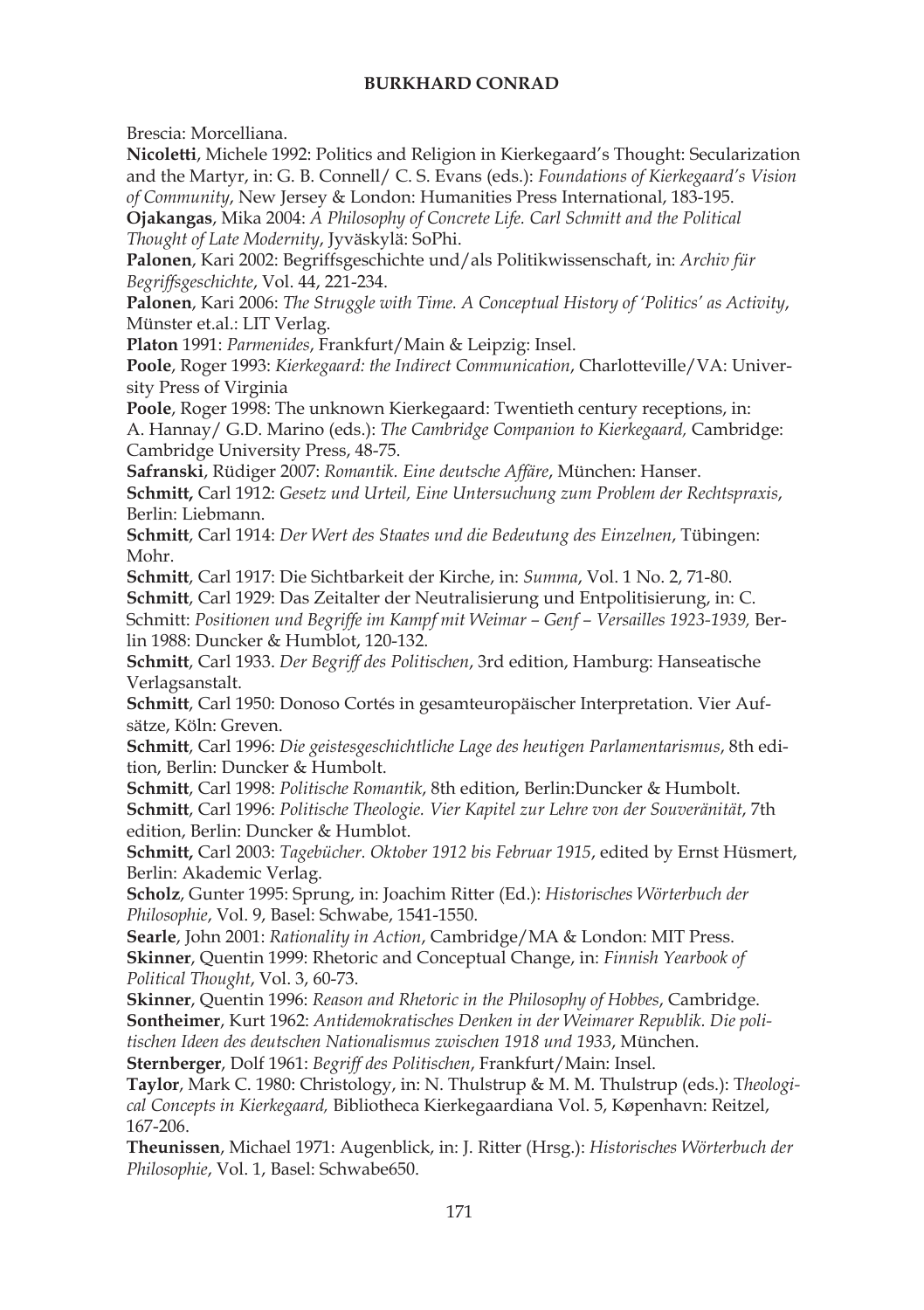Brescia: Morcelliana.

**Nicoletti**, Michele 1992: Politics and Religion in Kierkegaard's Thought: Secularization and the Martyr, in: G. B. Connell/ C. S. Evans (eds.): *Foundations of Kierkegaard's Vision of Community*, New Jersey & London: Humanities Press International, 183-195.

**Ojakangas**, Mika 2004: *A Philosophy of Concrete Life. Carl Schmitt and the Political Thought of Late Modernity*, Jyväskylä: SoPhi.

**Palonen**, Kari 2002: Begriffsgeschichte und/als Politikwissenschaft, in: *Archiv für Begriffsgeschichte*, Vol. 44, 221-234.

**Palonen**, Kari 2006: *The Struggle with Time. A Conceptual History of 'Politics' as Activity*, Münster et.al.: LIT Verlag.

**Platon** 1991: *Parmenides*, Frankfurt/Main & Leipzig: Insel.

**Poole**, Roger 1993: *Kierkegaard: the Indirect Communication*, Charlotteville/VA: University Press of Virginia

**Poole**, Roger 1998: The unknown Kierkegaard: Twentieth century receptions, in: A. Hannay/ G.D. Marino (eds.): *The Cambridge Companion to Kierkegaard,* Cambridge: Cambridge University Press, 48-75.

**Safranski**, Rüdiger 2007: *Romantik. Eine deutsche Affäre*, München: Hanser.

**Schmitt,** Carl 1912: *Gesetz und Urteil, Eine Untersuchung zum Problem der Rechtspraxis*, Berlin: Liebmann.

**Schmitt**, Carl 1914: *Der Wert des Staates und die Bedeutung des Einzelnen*, Tübingen: Mohr.

**Schmitt**, Carl 1917: Die Sichtbarkeit der Kirche, in: *Summa*, Vol. 1 No. 2, 71-80.

**Schmitt**, Carl 1929: Das Zeitalter der Neutralisierung und Entpolitisierung, in: C. Schmitt: *Positionen und Begriffe im Kampf mit Weimar – Genf – Versailles 1923-1939,* Berlin 1988: Duncker & Humblot, 120-132.

**Schmitt**, Carl 1933. *Der Begriff des Politischen*, 3rd edition, Hamburg: Hanseatische Verlagsanstalt.

**Schmitt**, Carl 1950: Donoso Cortés in gesamteuropäischer Interpretation. Vier Aufsätze, Köln: Greven.

**Schmitt**, Carl 1996: *Die geistesgeschichtliche Lage des heutigen Parlamentarismus*, 8th edition, Berlin: Duncker & Humbolt.

**Schmitt**, Carl 1998: *Politische Romantik*, 8th edition, Berlin:Duncker & Humbolt.

**Schmitt**, Carl 1996: *Politische Theologie. Vier Kapitel zur Lehre von der Souveränität*, 7th edition, Berlin: Duncker & Humblot.

**Schmitt,** Carl 2003: *Tagebücher. Oktober 1912 bis Februar 1915*, edited by Ernst Hüsmert, Berlin: Akademic Verlag.

**Scholz**, Gunter 1995: Sprung, in: Joachim Ritter (Ed.): *Historisches Wörterbuch der Philosophie*, Vol. 9, Basel: Schwabe, 1541-1550.

**Searle**, John 2001: *Rationality in Action*, Cambridge/MA & London: MIT Press.

**Skinner**, Quentin 1999: Rhetoric and Conceptual Change, in: *Finnish Yearbook of Political Thought*, Vol. 3, 60-73.

**Skinner**, Quentin 1996: *Reason and Rhetoric in the Philosophy of Hobbes*, Cambridge.

**Sontheimer**, Kurt 1962: *Antidemokratisches Denken in der Weimarer Republik. Die politischen Ideen des deutschen Nationalismus zwischen 1918 und 1933*, München.

**Sternberger**, Dolf 1961: *Begriff des Politischen*, Frankfurt/Main: Insel.

**Taylor**, Mark C. 1980: Christology, in: N. Thulstrup & M. M. Thulstrup (eds.): *Theological Concepts in Kierkegaard,* Bibliotheca Kierkegaardiana Vol. 5, Køpenhavn: Reitzel, 167-206.

**Theunissen**, Michael 1971: Augenblick, in: J. Ritter (Hrsg.): *Historisches Wörterbuch der Philosophie*, Vol. 1, Basel: Schwabe650.